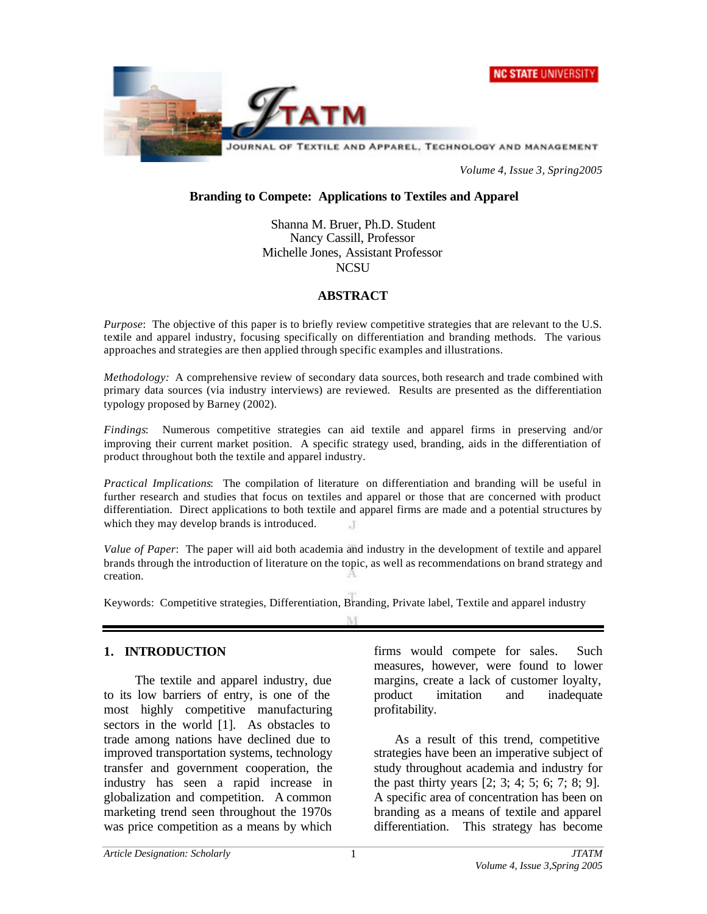# Branding to Compete: Applications to Textiles and Apparel

Shanna M. Bruer, Ph.D. Student
Nancy Cassill, Professor
Michelle Jones, Assistant Professor
NCSU

## ABSTRACT

*Purpose*: The objective of this paper is to briefly review competitive strategies that are relevant to the U.S. textile and apparel industry, focusing specifically on differentiation and branding methods. The various approaches and strategies are then applied through specific examples and illustrations.

*Methodology:* A comprehensive review of secondary data sources, both research and trade combined with primary data sources (via industry interviews) are reviewed. Results are presented as the differentiation typology proposed by Barney (2002).

*Findings*: Numerous competitive strategies can aid textile and apparel firms in preserving and/or improving their current market position. A specific strategy used, branding, aids in the differentiation of product throughout both the textile and apparel industry.

*Practical Implications*: The compilation of literature on differentiation and branding will be useful in further research and studies that focus on textiles and apparel or those that are concerned with product differentiation. Direct applications to both textile and apparel firms are made and a potential structures by which they may develop brands is introduced.

*Value of Paper*: The paper will aid both academia and industry in the development of textile and apparel brands through the introduction of literature on the topic, as well as recommendations on brand strategy and creation.

Keywords: Competitive strategies, Differentiation, Branding, Private label, Textile and apparel industry

## 1. INTRODUCTION

The textile and apparel industry, due to its low barriers of entry, is one of the most highly competitive manufacturing sectors in the world [1]. As obstacles to trade among nations have declined due to improved transportation systems, technology transfer and government cooperation, the industry has seen a rapid increase in globalization and competition. A common marketing trend seen throughout the 1970s was price competition as a means by which firms would compete for sales. Such measures, however, were found to lower margins, create a lack of customer loyalty, product imitation and inadequate profitability.

As a result of this trend, competitive strategies have been an imperative subject of study throughout academia and industry for the past thirty years [2; 3; 4; 5; 6; 7; 8; 9]. A specific area of concentration has been on branding as a means of textile and apparel differentiation. This strategy has become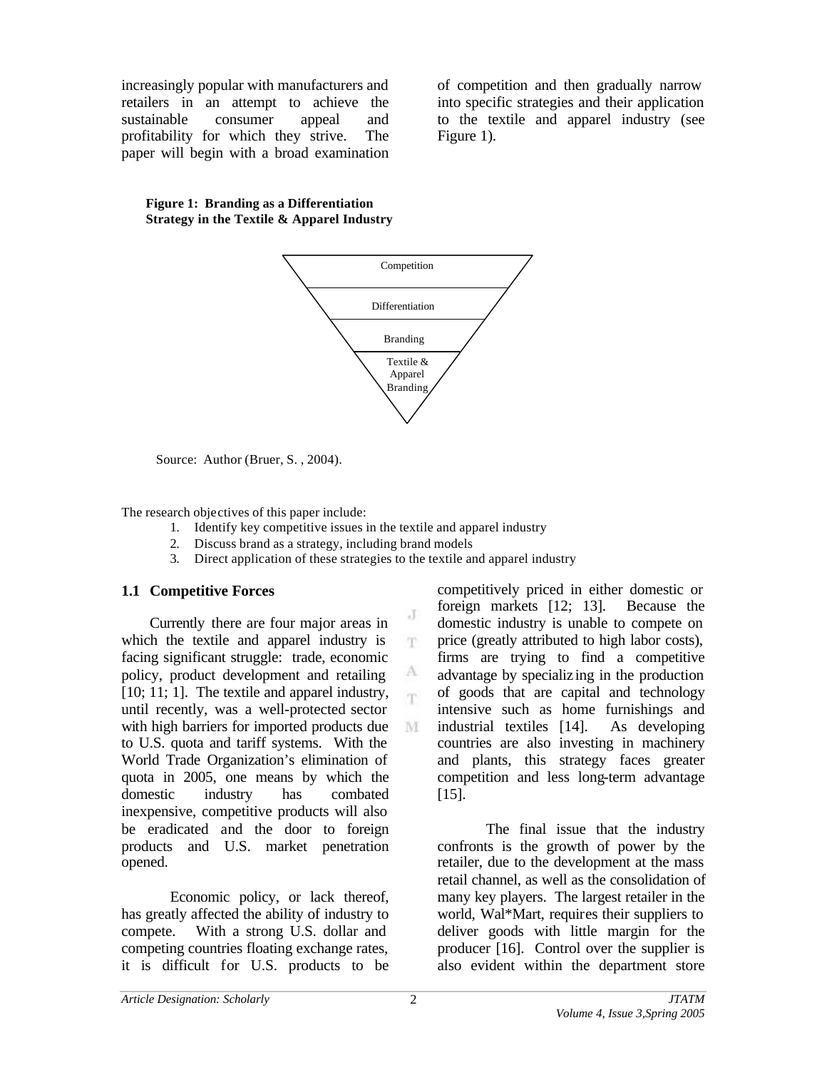increasingly popular with manufacturers and retailers in an attempt to achieve the sustainable consumer appeal and profitability for which they strive. The paper will begin with a broad examination of competition and then gradually narrow into specific strategies and their application to the textile and apparel industry (see Figure 1).

**Figure 1: Branding as a Differentiation Strategy in the Textile & Apparel Industry**

Competition

Differentiation

Branding

Textile & Apparel Branding

Source: Author (Bruer, S. , 2004).

The research objectives of this paper include:

1. Identify key competitive issues in the textile and apparel industry
2. Discuss brand as a strategy, including brand models
3. Direct application of these strategies to the textile and apparel industry

### 1.1 Competitive Forces

Currently there are four major areas in which the textile and apparel industry is facing significant struggle: trade, economic policy, product development and retailing [10; 11; 1]. The textile and apparel industry, until recently, was a well-protected sector with high barriers for imported products due to U.S. quota and tariff systems. With the World Trade Organization's elimination of quota in 2005, one means by which the domestic industry has combated inexpensive, competitive products will also be eradicated and the door to foreign products and U.S. market penetration opened.

Economic policy, or lack thereof, has greatly affected the ability of industry to compete. With a strong U.S. dollar and competing countries floating exchange rates, it is difficult for U.S. products to be competitively priced in either domestic or foreign markets [12; 13]. Because the domestic industry is unable to compete on price (greatly attributed to high labor costs), firms are trying to find a competitive advantage by specializing in the production of goods that are capital and technology intensive such as home furnishings and industrial textiles [14]. As developing countries are also investing in machinery and plants, this strategy faces greater competition and less long-term advantage [15].

The final issue that the industry confronts is the growth of power by the retailer, due to the development at the mass retail channel, as well as the consolidation of many key players. The largest retailer in the world, Wal*Mart, requires their suppliers to deliver goods with little margin for the producer [16]. Control over the supplier is also evident within the department store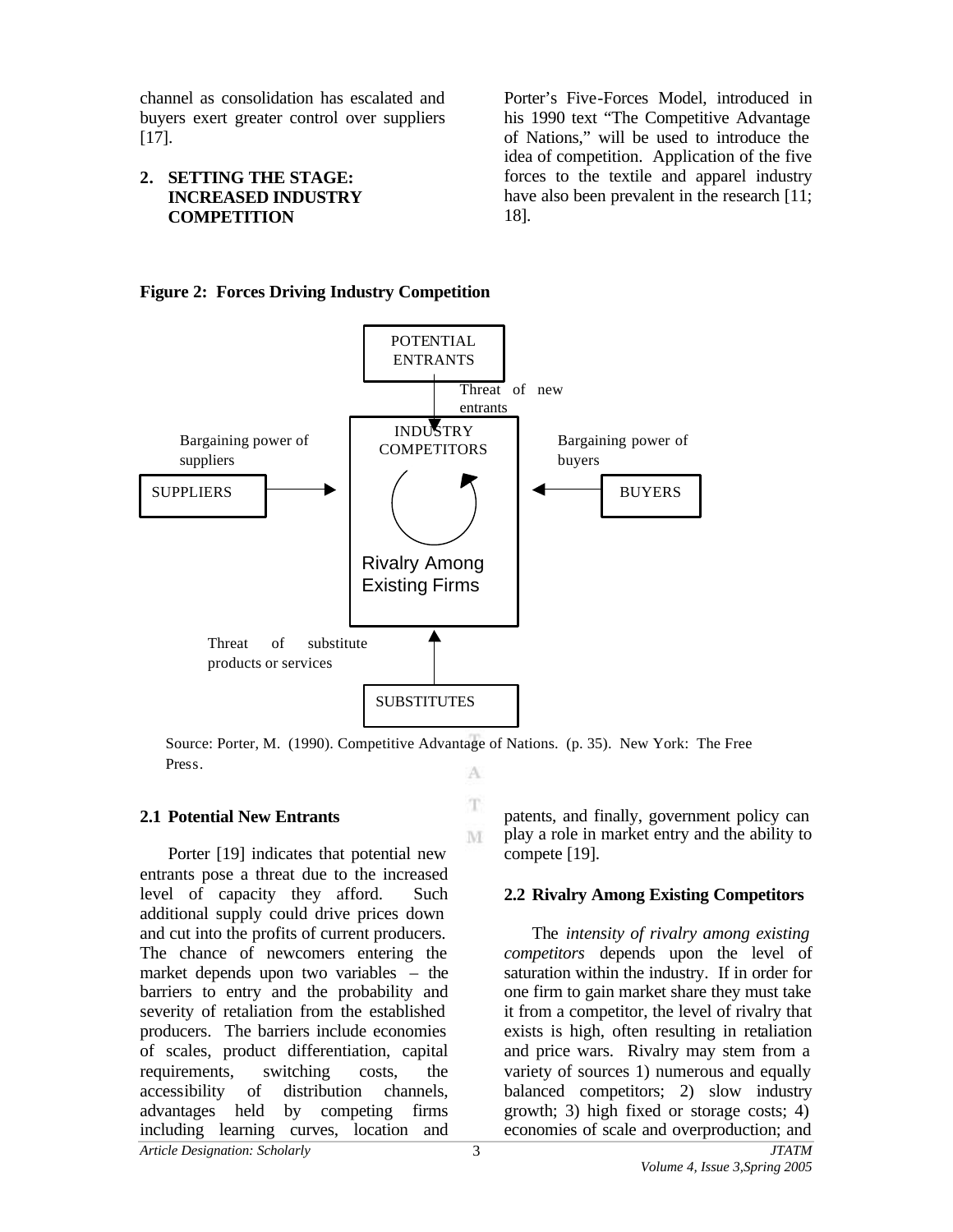channel as consolidation has escalated and buyers exert greater control over suppliers [17].

## 2. SETTING THE STAGE: INCREASED INDUSTRY COMPETITION

Porter's Five-Forces Model, introduced in his 1990 text "The Competitive Advantage of Nations," will be used to introduce the idea of competition. Application of the five forces to the textile and apparel industry have also been prevalent in the research [11; 18].

**Figure 2: Forces Driving Industry Competition**

POTENTIAL ENTRANTS

Threat of new entrants

Bargaining power of suppliers

SUPPLIERS

INDUSTRY COMPETITORS

Rivalry Among Existing Firms

Bargaining power of buyers

BUYERS

Threat of substitute products or services

SUBSTITUTES

Source: Porter, M. (1990). Competitive Advantage of Nations. (p. 35). New York: The Free Press.

### 2.1 Potential New Entrants

Porter [19] indicates that potential new entrants pose a threat due to the increased level of capacity they afford. Such additional supply could drive prices down and cut into the profits of current producers. The chance of newcomers entering the market depends upon two variables – the barriers to entry and the probability and severity of retaliation from the established producers. The barriers include economies of scales, product differentiation, capital requirements, switching costs, the accessibility of distribution channels, advantages held by competing firms including learning curves, location and patents, and finally, government policy can play a role in market entry and the ability to compete [19].

### 2.2 Rivalry Among Existing Competitors

The *intensity of rivalry among existing competitors* depends upon the level of saturation within the industry. If in order for one firm to gain market share they must take it from a competitor, the level of rivalry that exists is high, often resulting in retaliation and price wars. Rivalry may stem from a variety of sources 1) numerous and equally balanced competitors; 2) slow industry growth; 3) high fixed or storage costs; 4) economies of scale and overproduction; and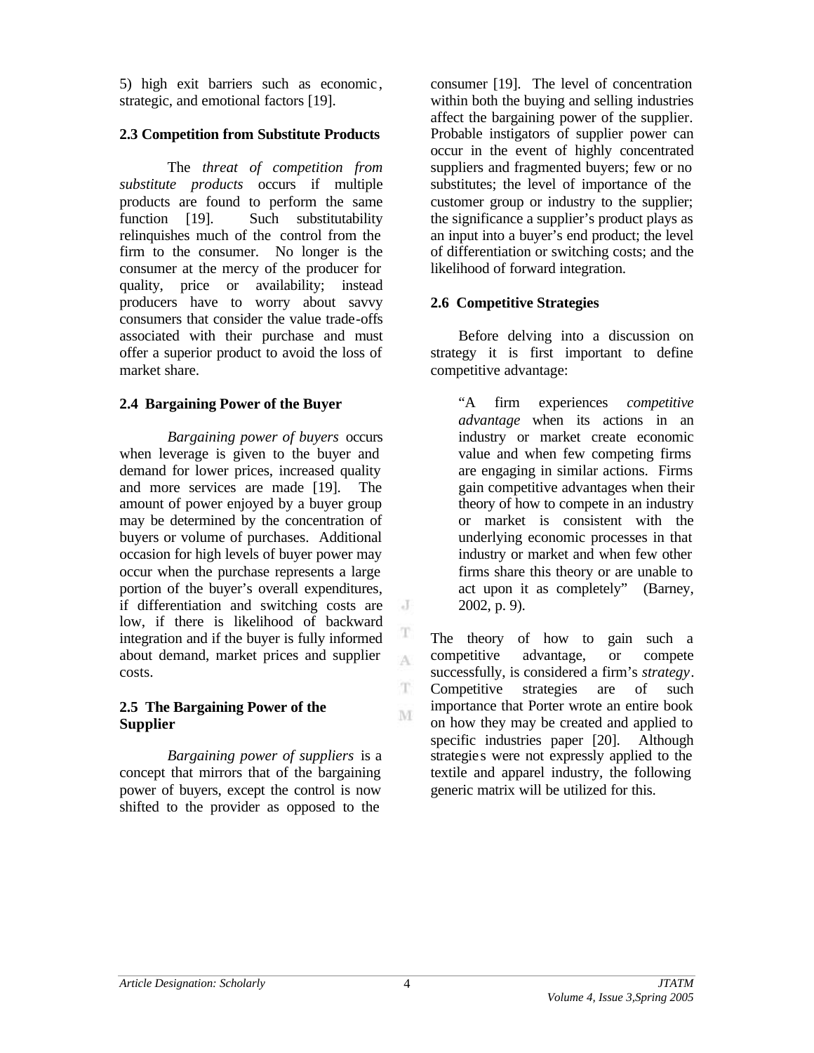5) high exit barriers such as economic, strategic, and emotional factors [19].

### 2.3 Competition from Substitute Products

The *threat of competition from substitute products* occurs if multiple products are found to perform the same function [19]. Such substitutability relinquishes much of the control from the firm to the consumer. No longer is the consumer at the mercy of the producer for quality, price or availability; instead producers have to worry about savvy consumers that consider the value trade-offs associated with their purchase and must offer a superior product to avoid the loss of market share.

### 2.4 Bargaining Power of the Buyer

*Bargaining power of buyers* occurs when leverage is given to the buyer and demand for lower prices, increased quality and more services are made [19]. The amount of power enjoyed by a buyer group may be determined by the concentration of buyers or volume of purchases. Additional occasion for high levels of buyer power may occur when the purchase represents a large portion of the buyer's overall expenditures, if differentiation and switching costs are low, if there is likelihood of backward integration and if the buyer is fully informed about demand, market prices and supplier costs.

### 2.5 The Bargaining Power of the Supplier

*Bargaining power of suppliers* is a concept that mirrors that of the bargaining power of buyers, except the control is now shifted to the provider as opposed to the consumer [19]. The level of concentration within both the buying and selling industries affect the bargaining power of the supplier. Probable instigators of supplier power can occur in the event of highly concentrated suppliers and fragmented buyers; few or no substitutes; the level of importance of the customer group or industry to the supplier; the significance a supplier's product plays as an input into a buyer's end product; the level of differentiation or switching costs; and the likelihood of forward integration.

### 2.6 Competitive Strategies

Before delving into a discussion on strategy it is first important to define competitive advantage:

> "A firm experiences *competitive advantage* when its actions in an industry or market create economic value and when few competing firms are engaging in similar actions. Firms gain competitive advantages when their theory of how to compete in an industry or market is consistent with the underlying economic processes in that industry or market and when few other firms share this theory or are unable to act upon it as completely" (Barney, 2002, p. 9).

The theory of how to gain such a competitive advantage, or compete successfully, is considered a firm's *strategy*. Competitive strategies are of such importance that Porter wrote an entire book on how they may be created and applied to specific industries paper [20]. Although strategies were not expressly applied to the textile and apparel industry, the following generic matrix will be utilized for this.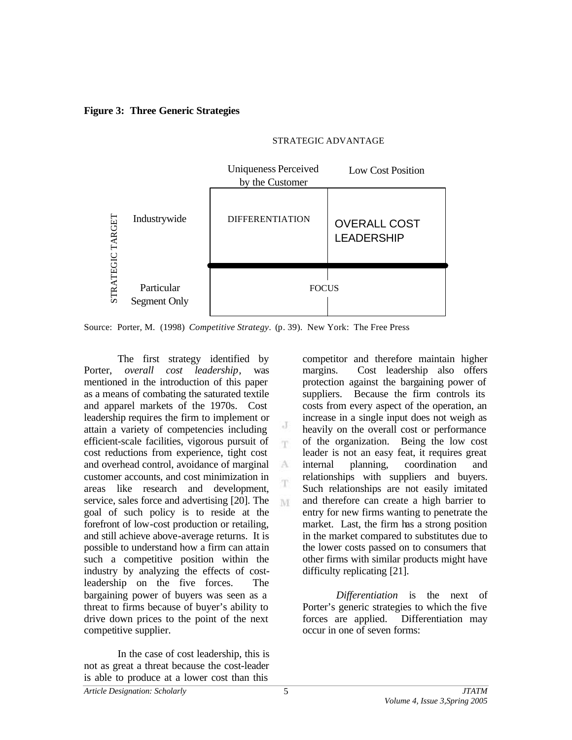**Figure 3: Three Generic Strategies**

| | | STRATEGIC ADVANTAGE | |
|---|---|---|---|
| | | Uniqueness Perceived by the Customer | Low Cost Position |
| STRATEGIC TARGET | Industrywide | DIFFERENTIATION | OVERALL COST LEADERSHIP |
| | Particular Segment Only | FOCUS | |

Source: Porter, M. (1998) *Competitive Strategy*. (p. 39). New York: The Free Press

The first strategy identified by Porter, *overall cost leadership*, was mentioned in the introduction of this paper as a means of combating the saturated textile and apparel markets of the 1970s. Cost leadership requires the firm to implement or attain a variety of competencies including efficient-scale facilities, vigorous pursuit of cost reductions from experience, tight cost and overhead control, avoidance of marginal customer accounts, and cost minimization in areas like research and development, service, sales force and advertising [20]. The goal of such policy is to reside at the forefront of low-cost production or retailing, and still achieve above-average returns. It is possible to understand how a firm can attain such a competitive position within the industry by analyzing the effects of cost-leadership on the five forces. The bargaining power of buyers was seen as a threat to firms because of buyer's ability to drive down prices to the point of the next competitive supplier.

In the case of cost leadership, this is not as great a threat because the cost-leader is able to produce at a lower cost than this competitor and therefore maintain higher margins. Cost leadership also offers protection against the bargaining power of suppliers. Because the firm controls its costs from every aspect of the operation, an increase in a single input does not weigh as heavily on the overall cost or performance of the organization. Being the low cost leader is not an easy feat, it requires great internal planning, coordination and relationships with suppliers and buyers. Such relationships are not easily imitated and therefore can create a high barrier to entry for new firms wanting to penetrate the market. Last, the firm has a strong position in the market compared to substitutes due to the lower costs passed on to consumers that other firms with similar products might have difficulty replicating [21].

*Differentiation* is the next of Porter's generic strategies to which the five forces are applied. Differentiation may occur in one of seven forms: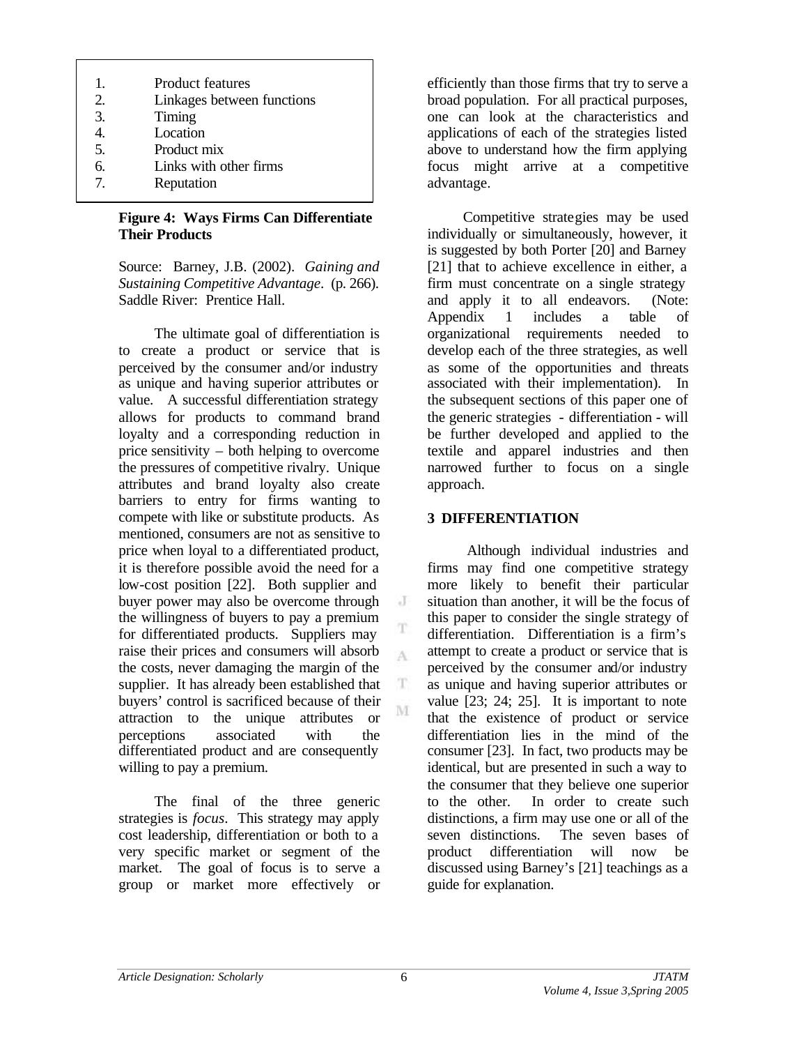1. Product features
2. Linkages between functions
3. Timing
4. Location
5. Product mix
6. Links with other firms
7. Reputation

**Figure 4: Ways Firms Can Differentiate Their Products**

Source: Barney, J.B. (2002). *Gaining and Sustaining Competitive Advantage*. (p. 266). Saddle River: Prentice Hall.

The ultimate goal of differentiation is to create a product or service that is perceived by the consumer and/or industry as unique and having superior attributes or value. A successful differentiation strategy allows for products to command brand loyalty and a corresponding reduction in price sensitivity – both helping to overcome the pressures of competitive rivalry. Unique attributes and brand loyalty also create barriers to entry for firms wanting to compete with like or substitute products. As mentioned, consumers are not as sensitive to price when loyal to a differentiated product, it is therefore possible avoid the need for a low-cost position [22]. Both supplier and buyer power may also be overcome through the willingness of buyers to pay a premium for differentiated products. Suppliers may raise their prices and consumers will absorb the costs, never damaging the margin of the supplier. It has already been established that buyers' control is sacrificed because of their attraction to the unique attributes or perceptions associated with the differentiated product and are consequently willing to pay a premium.

The final of the three generic strategies is *focus*. This strategy may apply cost leadership, differentiation or both to a very specific market or segment of the market. The goal of focus is to serve a group or market more effectively or efficiently than those firms that try to serve a broad population. For all practical purposes, one can look at the characteristics and applications of each of the strategies listed above to understand how the firm applying focus might arrive at a competitive advantage.

Competitive strategies may be used individually or simultaneously, however, it is suggested by both Porter [20] and Barney [21] that to achieve excellence in either, a firm must concentrate on a single strategy and apply it to all endeavors. (Note: Appendix 1 includes a table of organizational requirements needed to develop each of the three strategies, as well as some of the opportunities and threats associated with their implementation). In the subsequent sections of this paper one of the generic strategies - differentiation - will be further developed and applied to the textile and apparel industries and then narrowed further to focus on a single approach.

## 3 DIFFERENTIATION

Although individual industries and firms may find one competitive strategy more likely to benefit their particular situation than another, it will be the focus of this paper to consider the single strategy of differentiation. Differentiation is a firm's attempt to create a product or service that is perceived by the consumer and/or industry as unique and having superior attributes or value [23; 24; 25]. It is important to note that the existence of product or service differentiation lies in the mind of the consumer [23]. In fact, two products may be identical, but are presented in such a way to the consumer that they believe one superior to the other. In order to create such distinctions, a firm may use one or all of the seven distinctions. The seven bases of product differentiation will now be discussed using Barney's [21] teachings as a guide for explanation.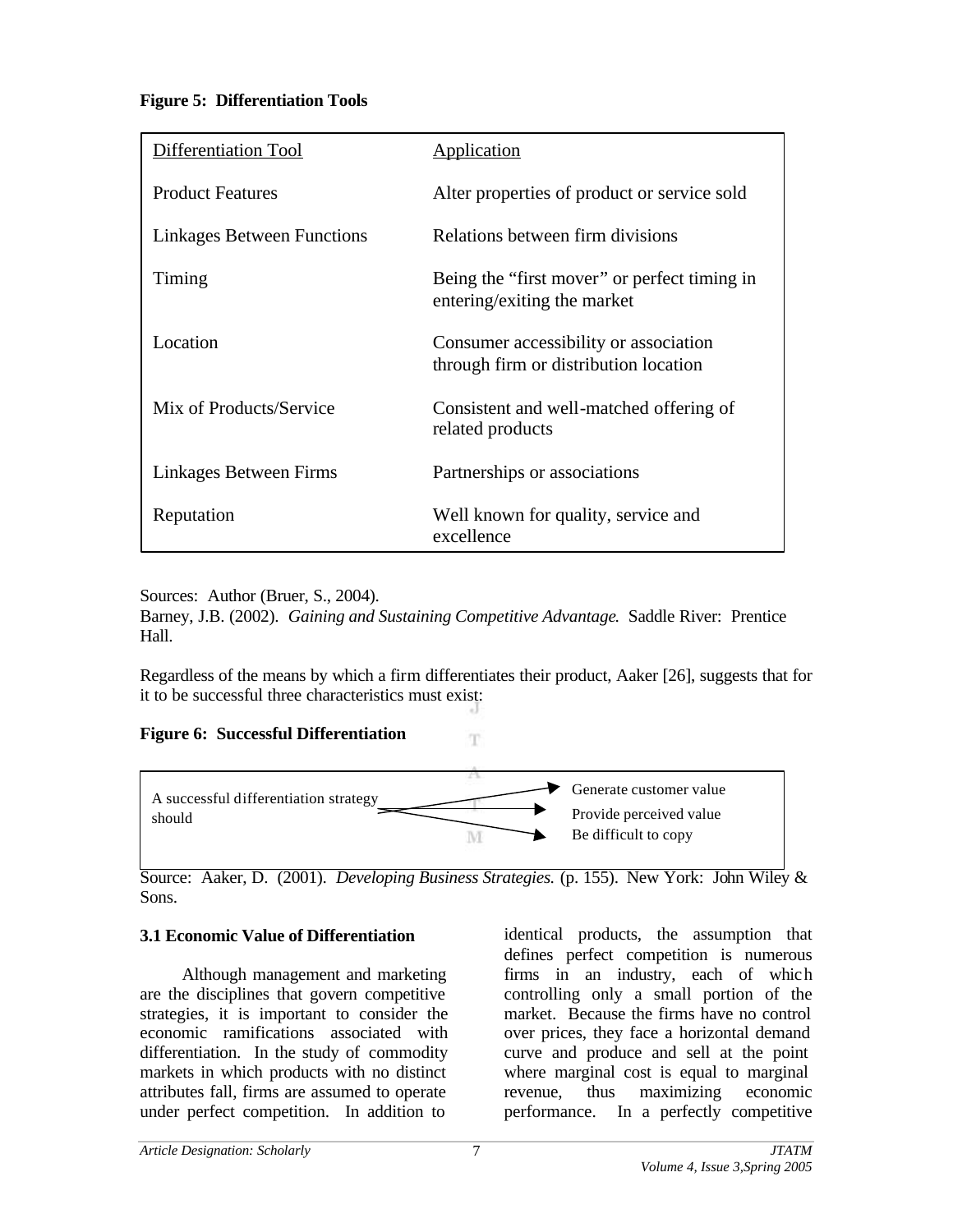**Figure 5: Differentiation Tools**

| Differentiation Tool | Application |
| --- | --- |
| Product Features | Alter properties of product or service sold |
| Linkages Between Functions | Relations between firm divisions |
| Timing | Being the "first mover" or perfect timing in entering/exiting the market |
| Location | Consumer accessibility or association through firm or distribution location |
| Mix of Products/Service | Consistent and well-matched offering of related products |
| Linkages Between Firms | Partnerships or associations |
| Reputation | Well known for quality, service and excellence |

Sources: Author (Bruer, S., 2004).
Barney, J.B. (2002). *Gaining and Sustaining Competitive Advantage.* Saddle River: Prentice Hall.

Regardless of the means by which a firm differentiates their product, Aaker [26], suggests that for it to be successful three characteristics must exist:

**Figure 6: Successful Differentiation**

A successful differentiation strategy should
- Generate customer value
- Provide perceived value
- Be difficult to copy

Source: Aaker, D. (2001). *Developing Business Strategies.* (p. 155). New York: John Wiley & Sons.

### 3.1 Economic Value of Differentiation

Although management and marketing are the disciplines that govern competitive strategies, it is important to consider the economic ramifications associated with differentiation. In the study of commodity markets in which products with no distinct attributes fall, firms are assumed to operate under perfect competition. In addition to identical products, the assumption that defines perfect competition is numerous firms in an industry, each of which controlling only a small portion of the market. Because the firms have no control over prices, they face a horizontal demand curve and produce and sell at the point where marginal cost is equal to marginal revenue, thus maximizing economic performance. In a perfectly competitive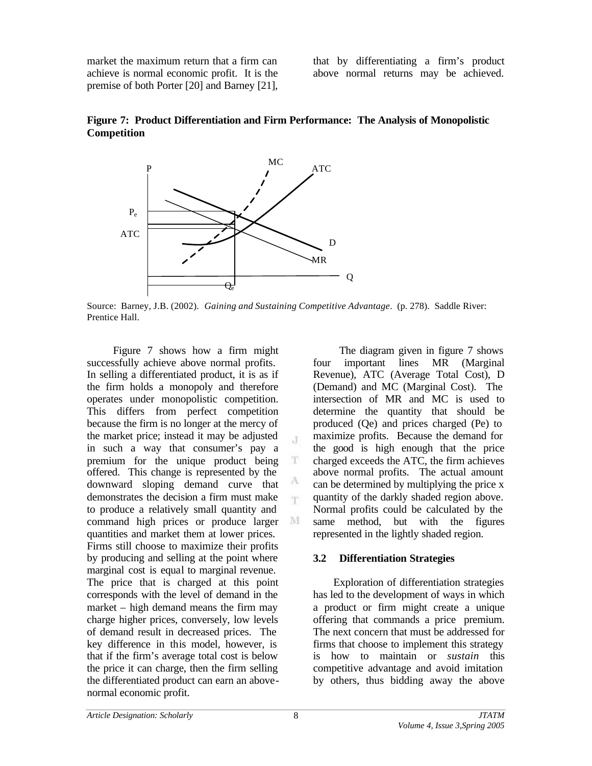market the maximum return that a firm can achieve is normal economic profit. It is the premise of both Porter [20] and Barney [21], that by differentiating a firm's product above normal returns may be achieved.

**Figure 7: Product Differentiation and Firm Performance: The Analysis of Monopolistic Competition**

Source: Barney, J.B. (2002). *Gaining and Sustaining Competitive Advantage*. (p. 278). Saddle River: Prentice Hall.

Figure 7 shows how a firm might successfully achieve above normal profits. In selling a differentiated product, it is as if the firm holds a monopoly and therefore operates under monopolistic competition. This differs from perfect competition because the firm is no longer at the mercy of the market price; instead it may be adjusted in such a way that consumer's pay a premium for the unique product being offered. This change is represented by the downward sloping demand curve that demonstrates the decision a firm must make to produce a relatively small quantity and command high prices or produce larger quantities and market them at lower prices. Firms still choose to maximize their profits by producing and selling at the point where marginal cost is equal to marginal revenue. The price that is charged at this point corresponds with the level of demand in the market – high demand means the firm may charge higher prices, conversely, low levels of demand result in decreased prices. The key difference in this model, however, is that if the firm's average total cost is below the price it can charge, then the firm selling the differentiated product can earn an above-normal economic profit.

The diagram given in figure 7 shows four important lines MR (Marginal Revenue), ATC (Average Total Cost), D (Demand) and MC (Marginal Cost). The intersection of MR and MC is used to determine the quantity that should be produced (Qe) and prices charged (Pe) to maximize profits. Because the demand for the good is high enough that the price charged exceeds the ATC, the firm achieves above normal profits. The actual amount can be determined by multiplying the price x quantity of the darkly shaded region above. Normal profits could be calculated by the same method, but with the figures represented in the lightly shaded region.

### 3.2 Differentiation Strategies

Exploration of differentiation strategies has led to the development of ways in which a product or firm might create a unique offering that commands a price premium. The next concern that must be addressed for firms that choose to implement this strategy is how to maintain or *sustain* this competitive advantage and avoid imitation by others, thus bidding away the above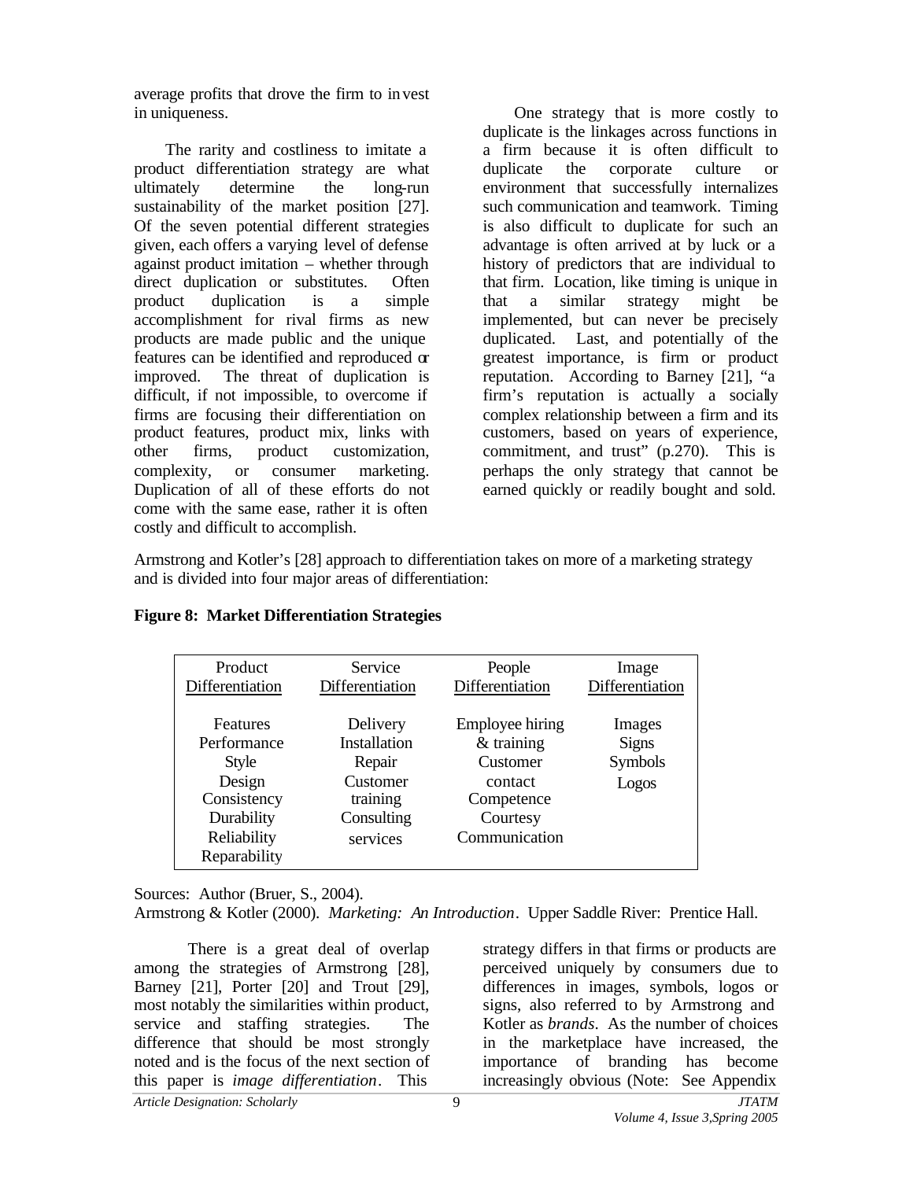average profits that drove the firm to invest in uniqueness.

The rarity and costliness to imitate a product differentiation strategy are what ultimately determine the long-run sustainability of the market position [27]. Of the seven potential different strategies given, each offers a varying level of defense against product imitation – whether through direct duplication or substitutes. Often product duplication is a simple accomplishment for rival firms as new products are made public and the unique features can be identified and reproduced or improved. The threat of duplication is difficult, if not impossible, to overcome if firms are focusing their differentiation on product features, product mix, links with other firms, product customization, complexity, or consumer marketing. Duplication of all of these efforts do not come with the same ease, rather it is often costly and difficult to accomplish.

One strategy that is more costly to duplicate is the linkages across functions in a firm because it is often difficult to duplicate the corporate culture or environment that successfully internalizes such communication and teamwork. Timing is also difficult to duplicate for such an advantage is often arrived at by luck or a history of predictors that are individual to that firm. Location, like timing is unique in that a similar strategy might be implemented, but can never be precisely duplicated. Last, and potentially of the greatest importance, is firm or product reputation. According to Barney [21], "a firm's reputation is actually a socially complex relationship between a firm and its customers, based on years of experience, commitment, and trust" (p.270). This is perhaps the only strategy that cannot be earned quickly or readily bought and sold.

Armstrong and Kotler's [28] approach to differentiation takes on more of a marketing strategy and is divided into four major areas of differentiation:

**Figure 8: Market Differentiation Strategies**

| Product Differentiation | Service Differentiation | People Differentiation | Image Differentiation |
|---|---|---|---|
| Features<br>Performance<br>Style<br>Design<br>Consistency<br>Durability<br>Reliability<br>Reparability | Delivery<br>Installation<br>Repair<br>Customer training<br>Consulting services | Employee hiring & training<br>Customer contact<br>Competence<br>Courtesy<br>Communication | Images<br>Signs<br>Symbols<br>Logos |

Sources: Author (Bruer, S., 2004).
Armstrong & Kotler (2000). *Marketing: An Introduction*. Upper Saddle River: Prentice Hall.

There is a great deal of overlap among the strategies of Armstrong [28], Barney [21], Porter [20] and Trout [29], most notably the similarities within product, service and staffing strategies. The difference that should be most strongly noted and is the focus of the next section of this paper is *image differentiation*. This strategy differs in that firms or products are perceived uniquely by consumers due to differences in images, symbols, logos or signs, also referred to by Armstrong and Kotler as *brands*. As the number of choices in the marketplace have increased, the importance of branding has become increasingly obvious (Note: See Appendix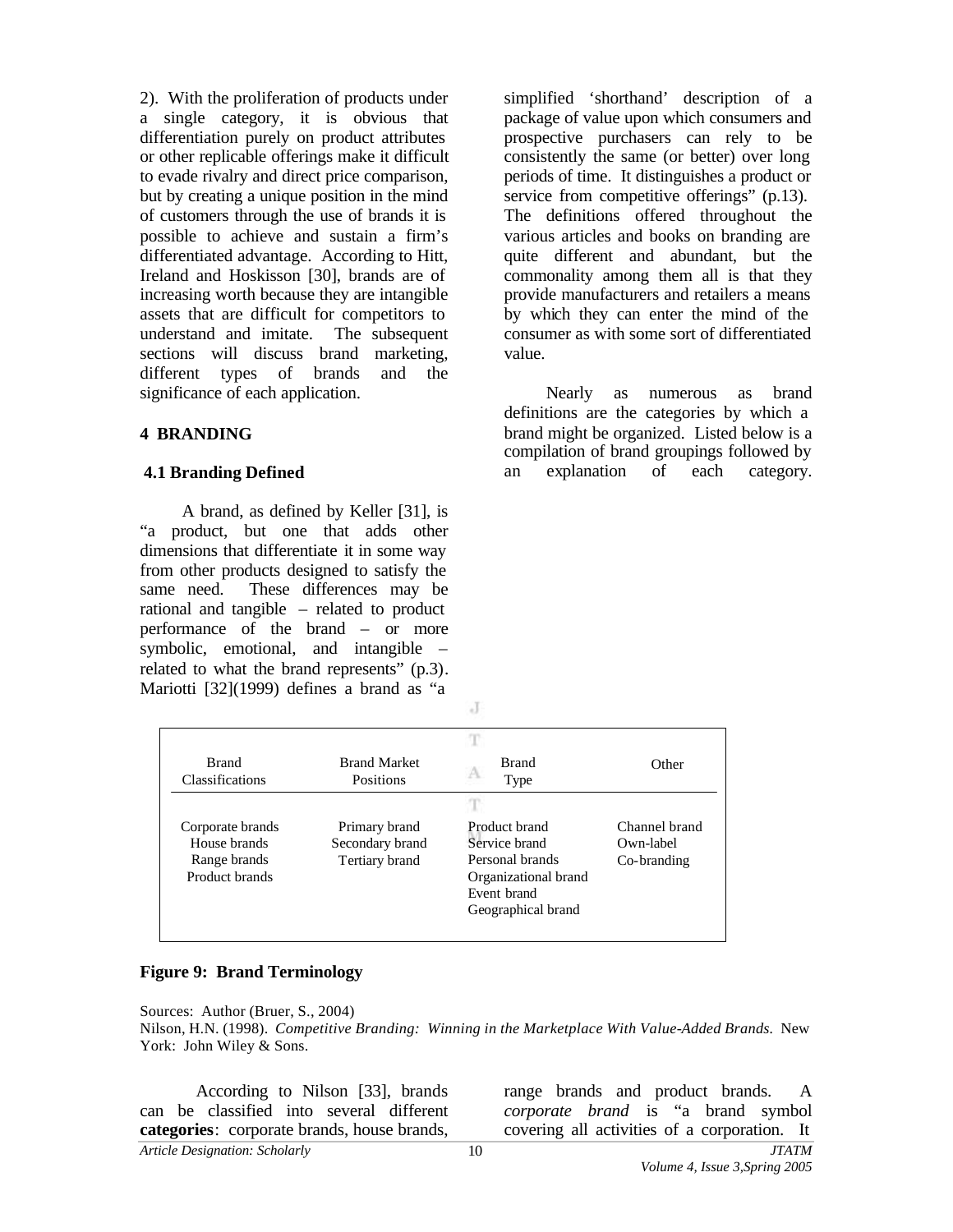2). With the proliferation of products under a single category, it is obvious that differentiation purely on product attributes or other replicable offerings make it difficult to evade rivalry and direct price comparison, but by creating a unique position in the mind of customers through the use of brands it is possible to achieve and sustain a firm's differentiated advantage. According to Hitt, Ireland and Hoskisson [30], brands are of increasing worth because they are intangible assets that are difficult for competitors to understand and imitate. The subsequent sections will discuss brand marketing, different types of brands and the significance of each application.

## 4 BRANDING

### 4.1 Branding Defined

A brand, as defined by Keller [31], is "a product, but one that adds other dimensions that differentiate it in some way from other products designed to satisfy the same need. These differences may be rational and tangible – related to product performance of the brand – or more symbolic, emotional, and intangible – related to what the brand represents" (p.3). Mariotti [32](1999) defines a brand as "a simplified 'shorthand' description of a package of value upon which consumers and prospective purchasers can rely to be consistently the same (or better) over long periods of time. It distinguishes a product or service from competitive offerings" (p.13). The definitions offered throughout the various articles and books on branding are quite different and abundant, but the commonality among them all is that they provide manufacturers and retailers a means by which they can enter the mind of the consumer as with some sort of differentiated value.

Nearly as numerous as brand definitions are the categories by which a brand might be organized. Listed below is a compilation of brand groupings followed by an explanation of each category.

| Brand Classifications | Brand Market Positions | Brand Type | Other |
|---|---|---|---|
| Corporate brands | Primary brand | Product brand | Channel brand |
| House brands | Secondary brand | Service brand | Own-label |
| Range brands | Tertiary brand | Personal brands | Co-branding |
| Product brands | | Organizational brand | |
| | | Event brand | |
| | | Geographical brand | |

**Figure 9: Brand Terminology**

Sources: Author (Bruer, S., 2004)
Nilson, H.N. (1998). *Competitive Branding: Winning in the Marketplace With Value-Added Brands.* New York: John Wiley & Sons.

According to Nilson [33], brands can be classified into several different **categories**: corporate brands, house brands, range brands and product brands. A *corporate brand* is "a brand symbol covering all activities of a corporation. It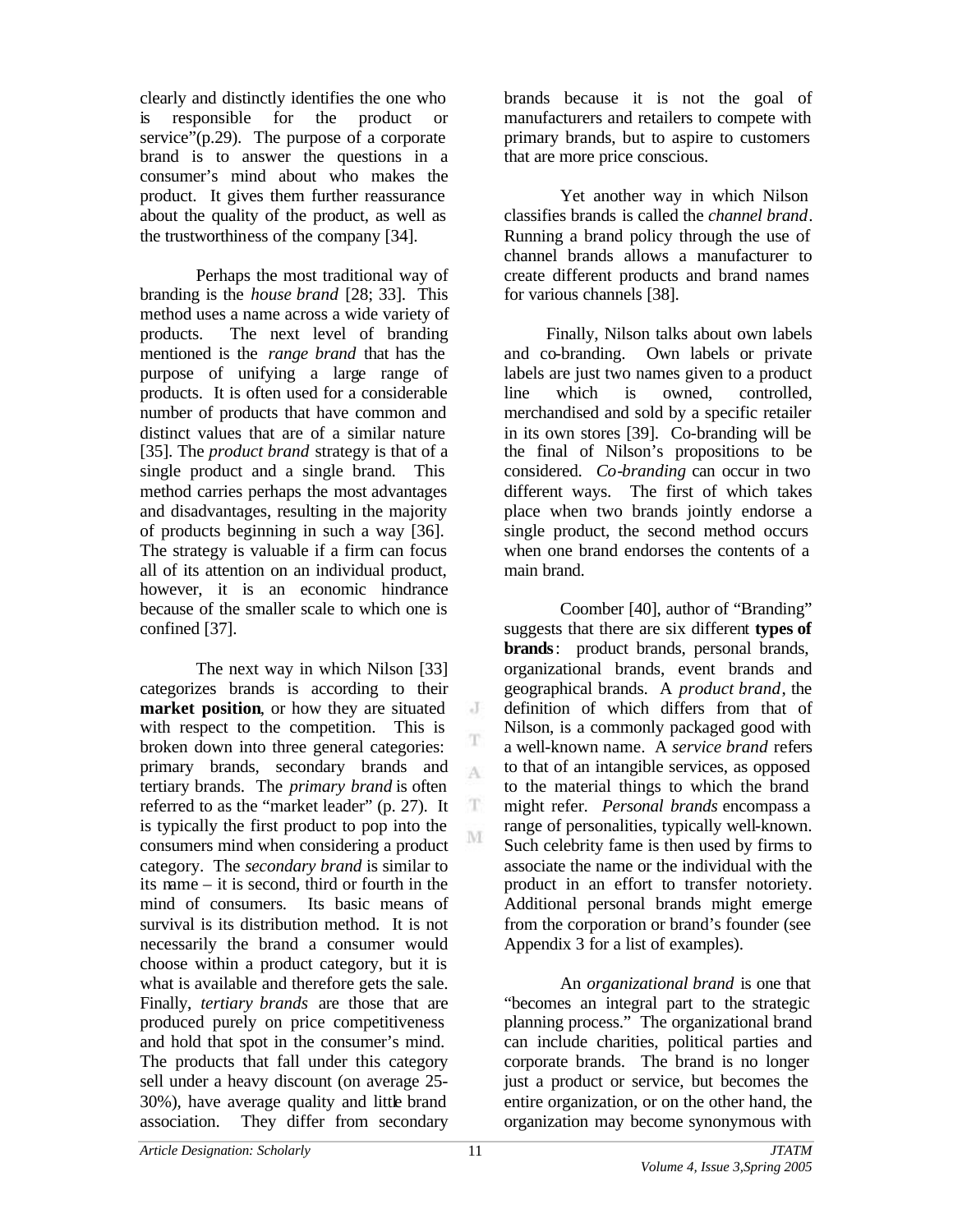clearly and distinctly identifies the one who is responsible for the product or service"(p.29). The purpose of a corporate brand is to answer the questions in a consumer's mind about who makes the product. It gives them further reassurance about the quality of the product, as well as the trustworthiness of the company [34].

Perhaps the most traditional way of branding is the *house brand* [28; 33]. This method uses a name across a wide variety of products. The next level of branding mentioned is the *range brand* that has the purpose of unifying a large range of products. It is often used for a considerable number of products that have common and distinct values that are of a similar nature [35]. The *product brand* strategy is that of a single product and a single brand. This method carries perhaps the most advantages and disadvantages, resulting in the majority of products beginning in such a way [36]. The strategy is valuable if a firm can focus all of its attention on an individual product, however, it is an economic hindrance because of the smaller scale to which one is confined [37].

The next way in which Nilson [33] categorizes brands is according to their **market position**, or how they are situated with respect to the competition. This is broken down into three general categories: primary brands, secondary brands and tertiary brands. The *primary brand* is often referred to as the "market leader" (p. 27). It is typically the first product to pop into the consumers mind when considering a product category. The *secondary brand* is similar to its name – it is second, third or fourth in the mind of consumers. Its basic means of survival is its distribution method. It is not necessarily the brand a consumer would choose within a product category, but it is what is available and therefore gets the sale. Finally, *tertiary brands* are those that are produced purely on price competitiveness and hold that spot in the consumer's mind. The products that fall under this category sell under a heavy discount (on average 25-30%), have average quality and little brand association. They differ from secondary brands because it is not the goal of manufacturers and retailers to compete with primary brands, but to aspire to customers that are more price conscious.

Yet another way in which Nilson classifies brands is called the *channel brand*. Running a brand policy through the use of channel brands allows a manufacturer to create different products and brand names for various channels [38].

Finally, Nilson talks about own labels and co-branding. Own labels or private labels are just two names given to a product line which is owned, controlled, merchandised and sold by a specific retailer in its own stores [39]. Co-branding will be the final of Nilson's propositions to be considered. *Co-branding* can occur in two different ways. The first of which takes place when two brands jointly endorse a single product, the second method occurs when one brand endorses the contents of a main brand.

Coomber [40], author of "Branding" suggests that there are six different **types of brands**: product brands, personal brands, organizational brands, event brands and geographical brands. A *product brand*, the definition of which differs from that of Nilson, is a commonly packaged good with a well-known name. A *service brand* refers to that of an intangible services, as opposed to the material things to which the brand might refer. *Personal brands* encompass a range of personalities, typically well-known. Such celebrity fame is then used by firms to associate the name or the individual with the product in an effort to transfer notoriety. Additional personal brands might emerge from the corporation or brand's founder (see Appendix 3 for a list of examples).

An *organizational brand* is one that "becomes an integral part to the strategic planning process." The organizational brand can include charities, political parties and corporate brands. The brand is no longer just a product or service, but becomes the entire organization, or on the other hand, the organization may become synonymous with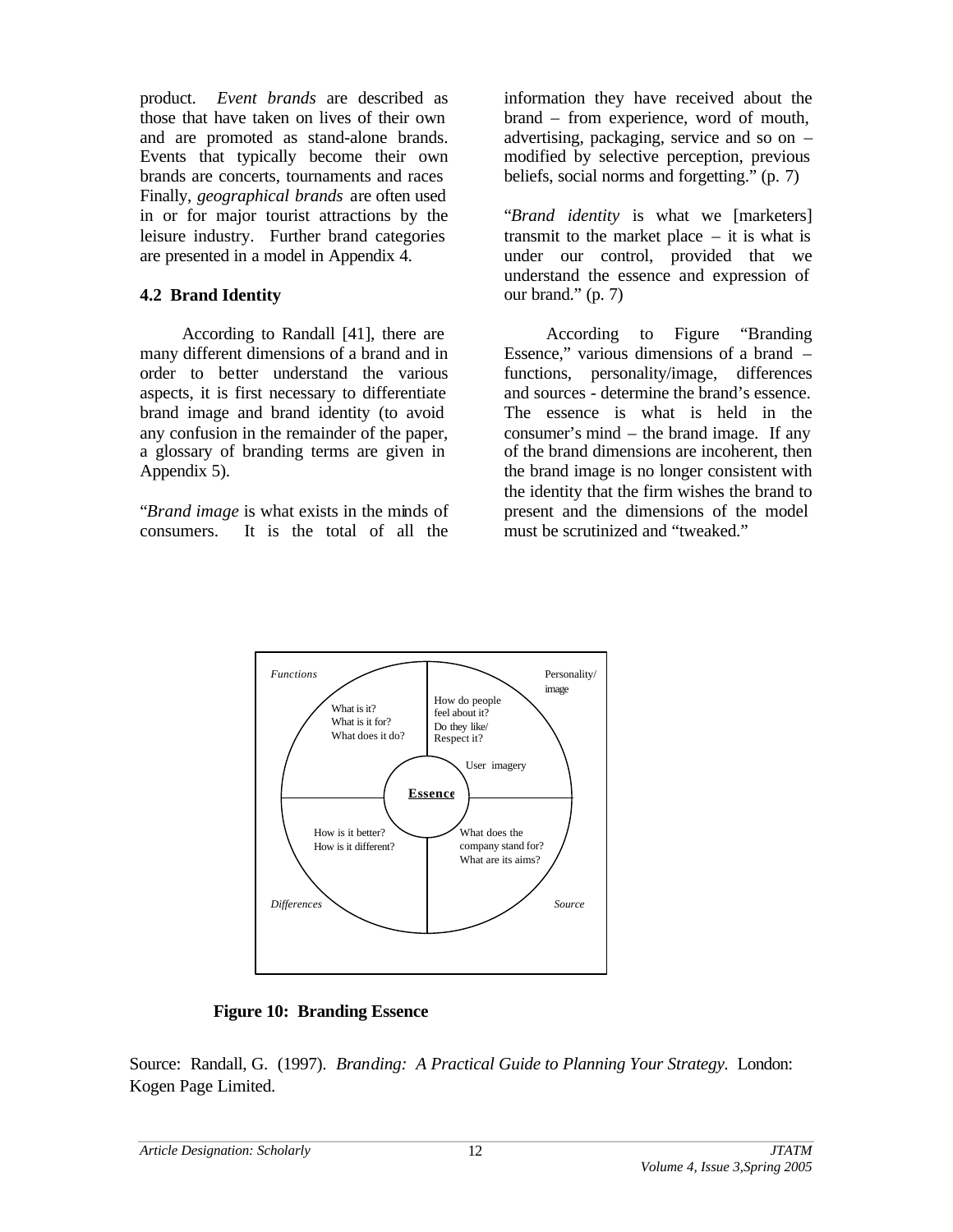product. *Event brands* are described as those that have taken on lives of their own and are promoted as stand-alone brands. Events that typically become their own brands are concerts, tournaments and races. Finally, *geographical brands* are often used in or for major tourist attractions by the leisure industry. Further brand categories are presented in a model in Appendix 4.

## 4.2 Brand Identity

According to Randall [41], there are many different dimensions of a brand and in order to better understand the various aspects, it is first necessary to differentiate brand image and brand identity (to avoid any confusion in the remainder of the paper, a glossary of branding terms are given in Appendix 5).

"*Brand image* is what exists in the minds of consumers. It is the total of all the information they have received about the brand – from experience, word of mouth, advertising, packaging, service and so on – modified by selective perception, previous beliefs, social norms and forgetting." (p. 7)

"*Brand identity* is what we [marketers] transmit to the market place – it is what is under our control, provided that we understand the essence and expression of our brand." (p. 7)

According to Figure "Branding Essence," various dimensions of a brand – functions, personality/image, differences and sources - determine the brand's essence. The essence is what is held in the consumer's mind – the brand image. If any of the brand dimensions are incoherent, then the brand image is no longer consistent with the identity that the firm wishes the brand to present and the dimensions of the model must be scrutinized and "tweaked."

*Functions*: What is it? What is it for? What does it do?

Personality/image: How do people feel about it? Do they like/ Respect it? User imagery

**Essence**

*Differences*: How is it better? How is it different?

*Source*: What does the company stand for? What are its aims?

**Figure 10: Branding Essence**

Source: Randall, G. (1997). *Branding: A Practical Guide to Planning Your Strategy.* London: Kogen Page Limited.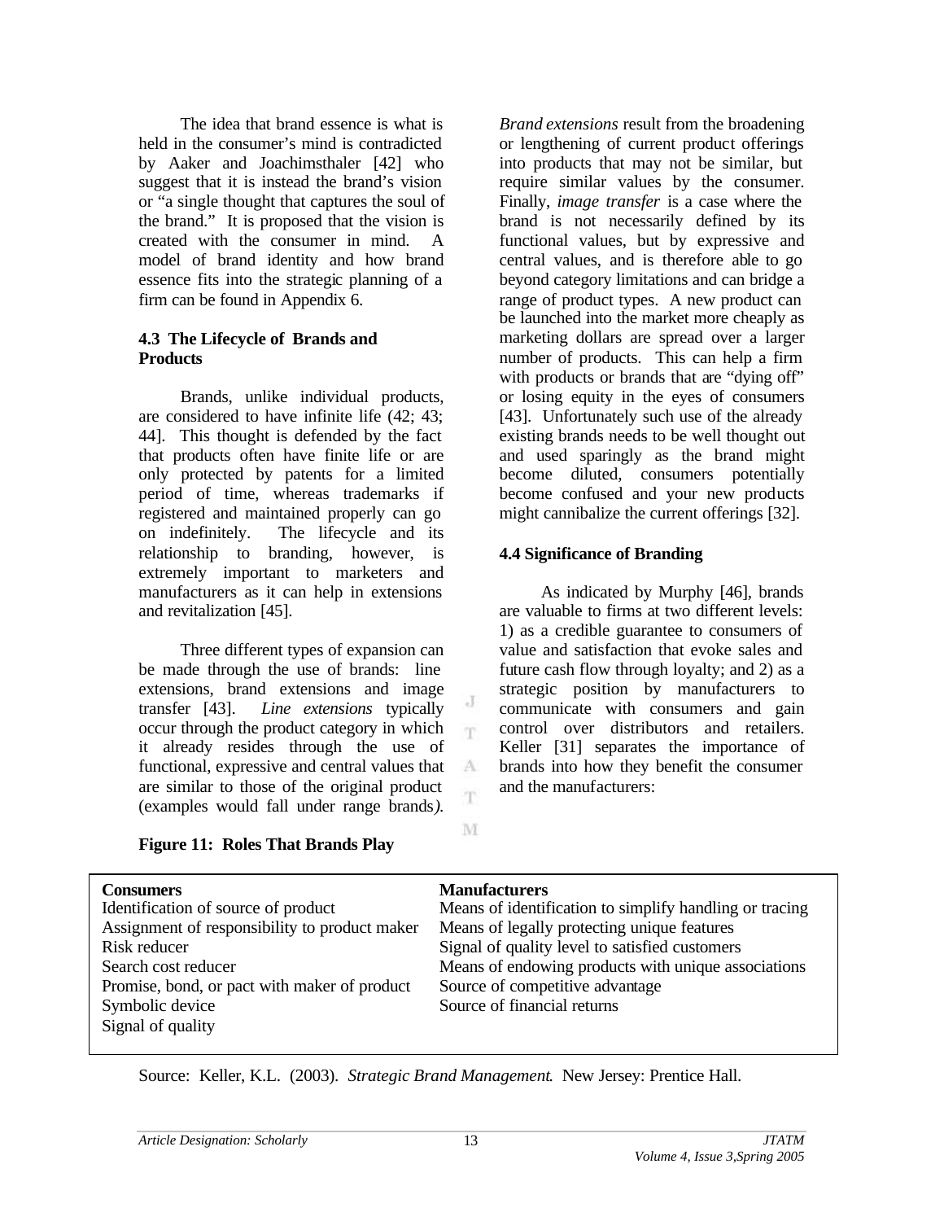The idea that brand essence is what is held in the consumer's mind is contradicted by Aaker and Joachimsthaler [42] who suggest that it is instead the brand's vision or "a single thought that captures the soul of the brand." It is proposed that the vision is created with the consumer in mind. A model of brand identity and how brand essence fits into the strategic planning of a firm can be found in Appendix 6.

### 4.3 The Lifecycle of Brands and Products

Brands, unlike individual products, are considered to have infinite life (42; 43; 44]. This thought is defended by the fact that products often have finite life or are only protected by patents for a limited period of time, whereas trademarks if registered and maintained properly can go on indefinitely. The lifecycle and its relationship to branding, however, is extremely important to marketers and manufacturers as it can help in extensions and revitalization [45].

Three different types of expansion can be made through the use of brands: line extensions, brand extensions and image transfer [43]. *Line extensions* typically occur through the product category in which it already resides through the use of functional, expressive and central values that are similar to those of the original product (examples would fall under range brands). *Brand extensions* result from the broadening or lengthening of current product offerings into products that may not be similar, but require similar values by the consumer. Finally, *image transfer* is a case where the brand is not necessarily defined by its functional values, but by expressive and central values, and is therefore able to go beyond category limitations and can bridge a range of product types. A new product can be launched into the market more cheaply as marketing dollars are spread over a larger number of products. This can help a firm with products or brands that are "dying off" or losing equity in the eyes of consumers [43]. Unfortunately such use of the already existing brands needs to be well thought out and used sparingly as the brand might become diluted, consumers potentially become confused and your new products might cannibalize the current offerings [32].

### 4.4 Significance of Branding

As indicated by Murphy [46], brands are valuable to firms at two different levels: 1) as a credible guarantee to consumers of value and satisfaction that evoke sales and future cash flow through loyalty; and 2) as a strategic position by manufacturers to communicate with consumers and gain control over distributors and retailers. Keller [31] separates the importance of brands into how they benefit the consumer and the manufacturers:

**Figure 11: Roles That Brands Play**

| **Consumers** | **Manufacturers** |
|---|---|
| Identification of source of product | Means of identification to simplify handling or tracing |
| Assignment of responsibility to product maker | Means of legally protecting unique features |
| Risk reducer | Signal of quality level to satisfied customers |
| Search cost reducer | Means of endowing products with unique associations |
| Promise, bond, or pact with maker of product | Source of competitive advantage |
| Symbolic device | Source of financial returns |
| Signal of quality | |

Source: Keller, K.L. (2003). *Strategic Brand Management*. New Jersey: Prentice Hall.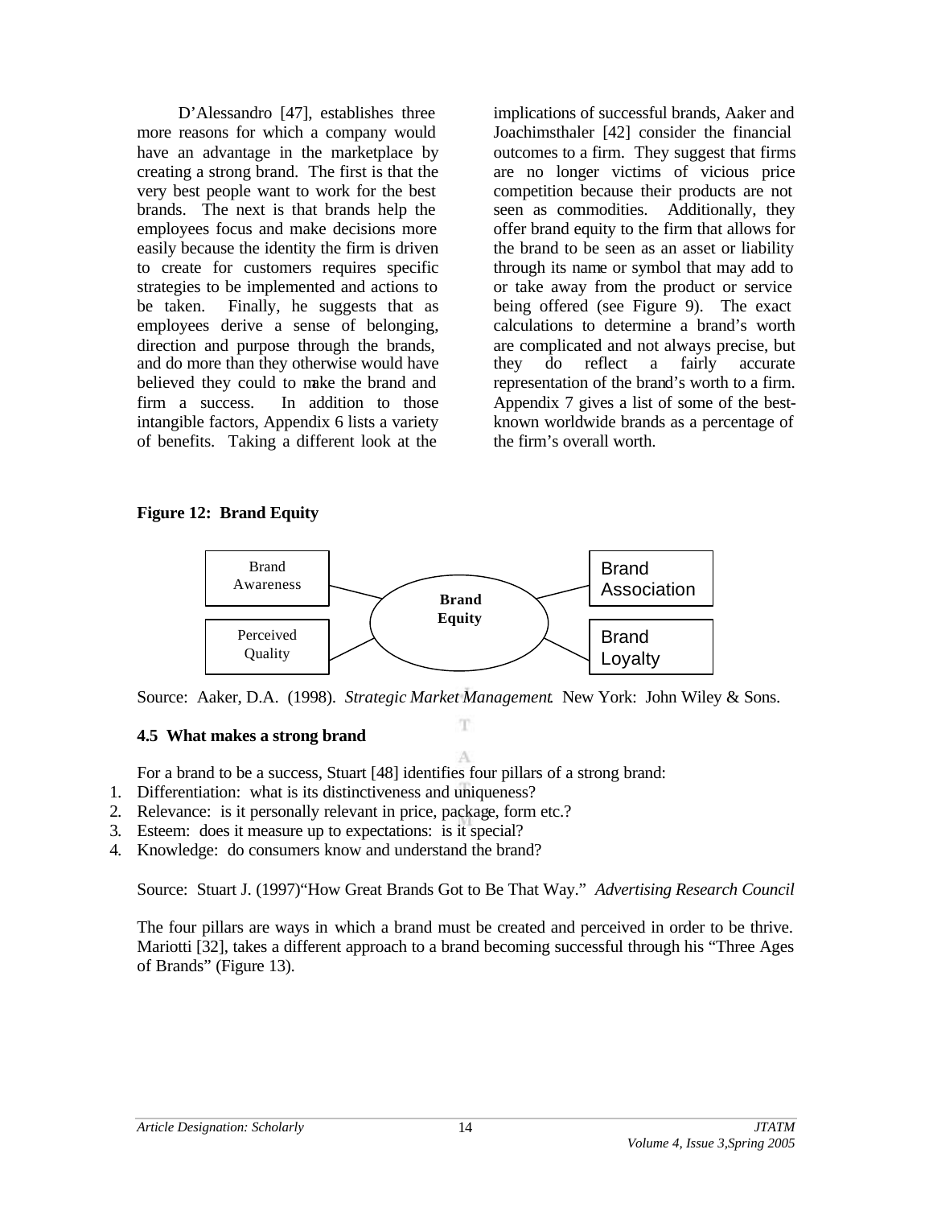D'Alessandro [47], establishes three more reasons for which a company would have an advantage in the marketplace by creating a strong brand. The first is that the very best people want to work for the best brands. The next is that brands help the employees focus and make decisions more easily because the identity the firm is driven to create for customers requires specific strategies to be implemented and actions to be taken. Finally, he suggests that as employees derive a sense of belonging, direction and purpose through the brands, and do more than they otherwise would have believed they could to make the brand and firm a success. In addition to those intangible factors, Appendix 6 lists a variety of benefits. Taking a different look at the implications of successful brands, Aaker and Joachimsthaler [42] consider the financial outcomes to a firm. They suggest that firms are no longer victims of vicious price competition because their products are not seen as commodities. Additionally, they offer brand equity to the firm that allows for the brand to be seen as an asset or liability through its name or symbol that may add to or take away from the product or service being offered (see Figure 9). The exact calculations to determine a brand's worth are complicated and not always precise, but they do reflect a fairly accurate representation of the brand's worth to a firm. Appendix 7 gives a list of some of the best-known worldwide brands as a percentage of the firm's overall worth.

**Figure 12: Brand Equity**

Brand Awareness — Perceived Quality — **Brand Equity** — Brand Association — Brand Loyalty

Source: Aaker, D.A. (1998). *Strategic Market Management*. New York: John Wiley & Sons.

### 4.5 What makes a strong brand

For a brand to be a success, Stuart [48] identifies four pillars of a strong brand:

1. Differentiation: what is its distinctiveness and uniqueness?
2. Relevance: is it personally relevant in price, package, form etc.?
3. Esteem: does it measure up to expectations: is it special?
4. Knowledge: do consumers know and understand the brand?

Source: Stuart J. (1997) "How Great Brands Got to Be That Way." *Advertising Research Council*

The four pillars are ways in which a brand must be created and perceived in order to be thrive. Mariotti [32], takes a different approach to a brand becoming successful through his "Three Ages of Brands" (Figure 13).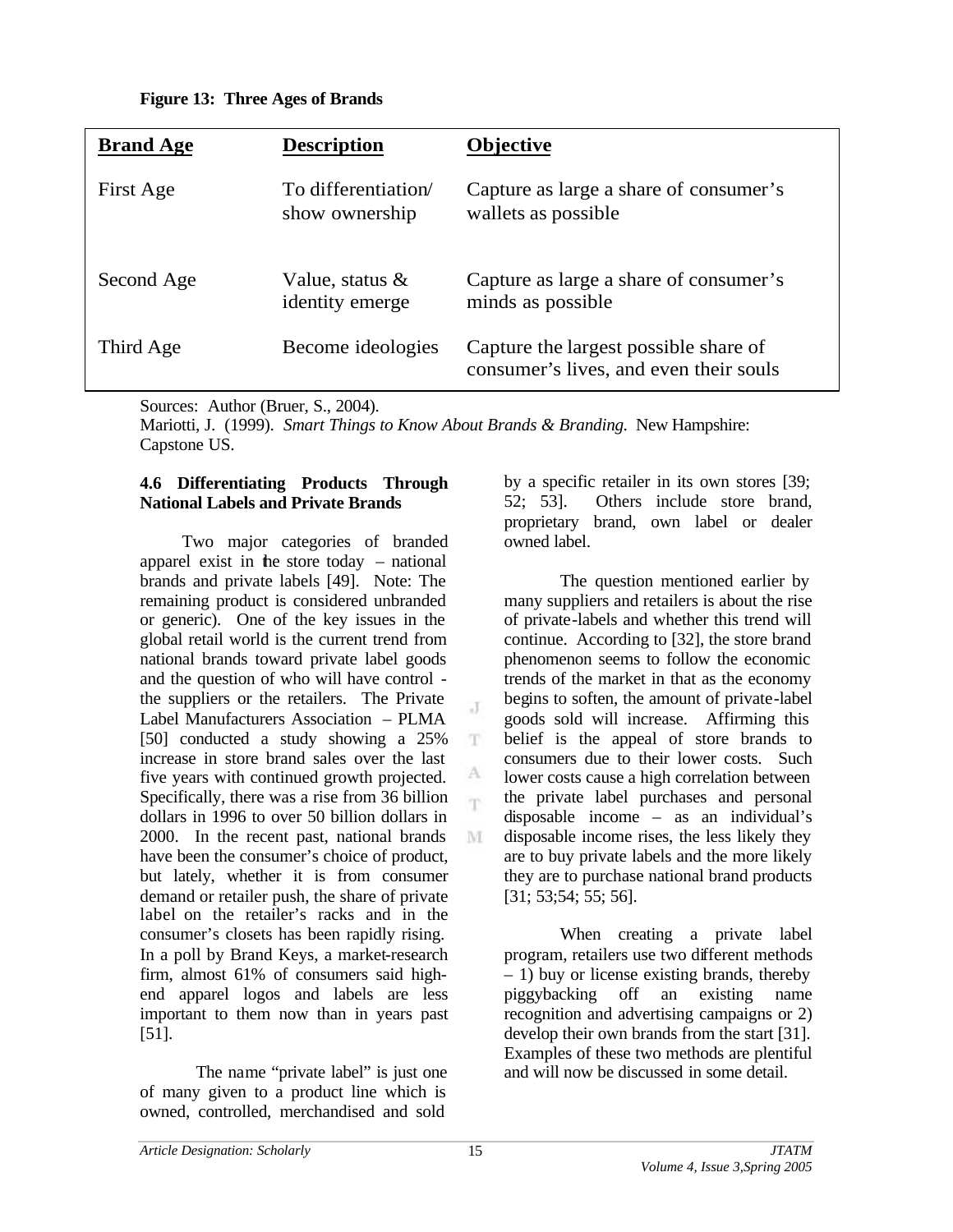**Figure 13: Three Ages of Brands**

| **Brand Age** | **Description** | **Objective** |
|---|---|---|
| First Age | To differentiation/ show ownership | Capture as large a share of consumer's wallets as possible |
| Second Age | Value, status & identity emerge | Capture as large a share of consumer's minds as possible |
| Third Age | Become ideologies | Capture the largest possible share of consumer's lives, and even their souls |

Sources: Author (Bruer, S., 2004).
Mariotti, J. (1999). *Smart Things to Know About Brands & Branding.* New Hampshire: Capstone US.

#### 4.6 Differentiating Products Through National Labels and Private Brands

Two major categories of branded apparel exist in the store today – national brands and private labels [49]. Note: The remaining product is considered unbranded or generic). One of the key issues in the global retail world is the current trend from national brands toward private label goods and the question of who will have control - the suppliers or the retailers. The Private Label Manufacturers Association – PLMA [50] conducted a study showing a 25% increase in store brand sales over the last five years with continued growth projected. Specifically, there was a rise from 36 billion dollars in 1996 to over 50 billion dollars in 2000. In the recent past, national brands have been the consumer's choice of product, but lately, whether it is from consumer demand or retailer push, the share of private label on the retailer's racks and in the consumer's closets has been rapidly rising. In a poll by Brand Keys, a market-research firm, almost 61% of consumers said high-end apparel logos and labels are less important to them now than in years past [51].

The name "private label" is just one of many given to a product line which is owned, controlled, merchandised and sold by a specific retailer in its own stores [39; 52; 53]. Others include store brand, proprietary brand, own label or dealer owned label.

The question mentioned earlier by many suppliers and retailers is about the rise of private-labels and whether this trend will continue. According to [32], the store brand phenomenon seems to follow the economic trends of the market in that as the economy begins to soften, the amount of private-label goods sold will increase. Affirming this belief is the appeal of store brands to consumers due to their lower costs. Such lower costs cause a high correlation between the private label purchases and personal disposable income – as an individual's disposable income rises, the less likely they are to buy private labels and the more likely they are to purchase national brand products [31; 53;54; 55; 56].

When creating a private label program, retailers use two different methods – 1) buy or license existing brands, thereby piggybacking off an existing name recognition and advertising campaigns or 2) develop their own brands from the start [31]. Examples of these two methods are plentiful and will now be discussed in some detail.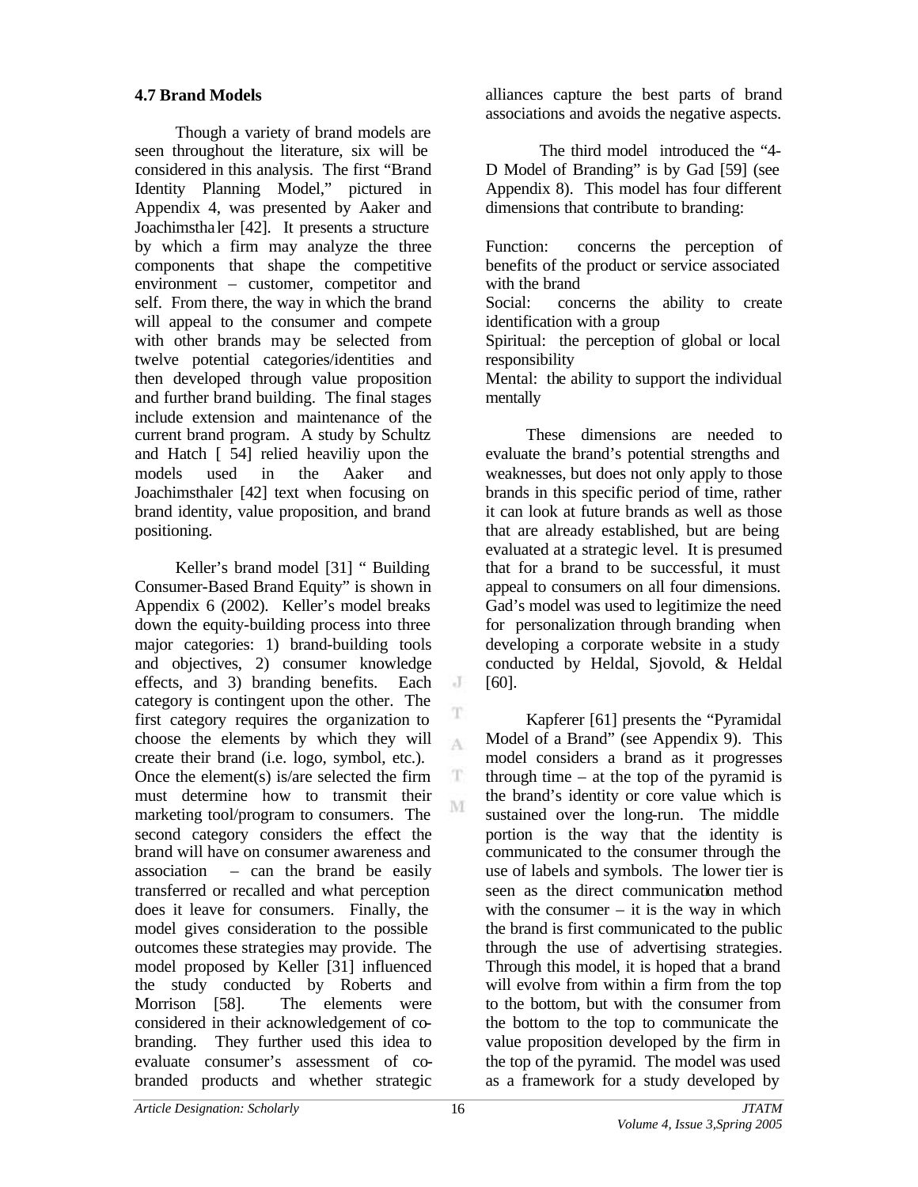### 4.7 Brand Models

Though a variety of brand models are seen throughout the literature, six will be considered in this analysis. The first "Brand Identity Planning Model," pictured in Appendix 4, was presented by Aaker and Joachimsthaler [42]. It presents a structure by which a firm may analyze the three components that shape the competitive environment – customer, competitor and self. From there, the way in which the brand will appeal to the consumer and compete with other brands may be selected from twelve potential categories/identities and then developed through value proposition and further brand building. The final stages include extension and maintenance of the current brand program. A study by Schultz and Hatch [ 54] relied heaviliy upon the models used in the Aaker and Joachimsthaler [42] text when focusing on brand identity, value proposition, and brand positioning.

Keller's brand model [31] " Building Consumer-Based Brand Equity" is shown in Appendix 6 (2002). Keller's model breaks down the equity-building process into three major categories: 1) brand-building tools and objectives, 2) consumer knowledge effects, and 3) branding benefits. Each category is contingent upon the other. The first category requires the organization to choose the elements by which they will create their brand (i.e. logo, symbol, etc.). Once the element(s) is/are selected the firm must determine how to transmit their marketing tool/program to consumers. The second category considers the effect the brand will have on consumer awareness and association – can the brand be easily transferred or recalled and what perception does it leave for consumers. Finally, the model gives consideration to the possible outcomes these strategies may provide. The model proposed by Keller [31] influenced the study conducted by Roberts and Morrison [58]. The elements were considered in their acknowledgement of co-branding. They further used this idea to evaluate consumer's assessment of co-branded products and whether strategic alliances capture the best parts of brand associations and avoids the negative aspects.

The third model introduced the "4-D Model of Branding" is by Gad [59] (see Appendix 8). This model has four different dimensions that contribute to branding:

Function: concerns the perception of benefits of the product or service associated with the brand
Social: concerns the ability to create identification with a group
Spiritual: the perception of global or local responsibility
Mental: the ability to support the individual mentally

These dimensions are needed to evaluate the brand's potential strengths and weaknesses, but does not only apply to those brands in this specific period of time, rather it can look at future brands as well as those that are already established, but are being evaluated at a strategic level. It is presumed that for a brand to be successful, it must appeal to consumers on all four dimensions. Gad's model was used to legitimize the need for personalization through branding when developing a corporate website in a study conducted by Heldal, Sjovold, & Heldal [60].

Kapferer [61] presents the "Pyramidal Model of a Brand" (see Appendix 9). This model considers a brand as it progresses through time – at the top of the pyramid is the brand's identity or core value which is sustained over the long-run. The middle portion is the way that the identity is communicated to the consumer through the use of labels and symbols. The lower tier is seen as the direct communication method with the consumer – it is the way in which the brand is first communicated to the public through the use of advertising strategies. Through this model, it is hoped that a brand will evolve from within a firm from the top to the bottom, but with the consumer from the bottom to the top to communicate the value proposition developed by the firm in the top of the pyramid. The model was used as a framework for a study developed by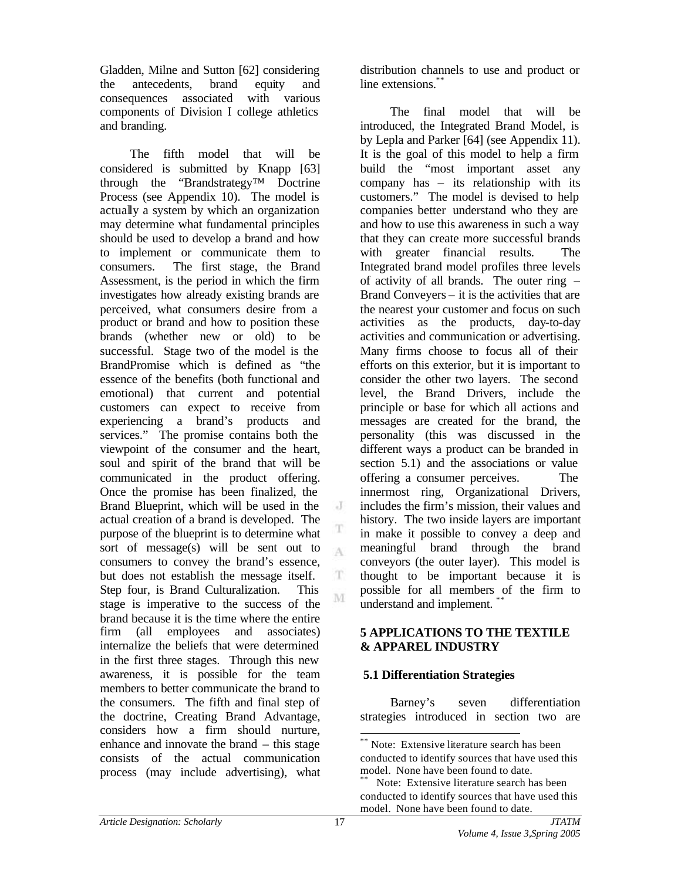Gladden, Milne and Sutton [62] considering the antecedents, brand equity and consequences associated with various components of Division I college athletics and branding.

The fifth model that will be considered is submitted by Knapp [63] through the "Brandstrategy™ Doctrine Process (see Appendix 10). The model is actually a system by which an organization may determine what fundamental principles should be used to develop a brand and how to implement or communicate them to consumers. The first stage, the Brand Assessment, is the period in which the firm investigates how already existing brands are perceived, what consumers desire from a product or brand and how to position these brands (whether new or old) to be successful. Stage two of the model is the BrandPromise which is defined as "the essence of the benefits (both functional and emotional) that current and potential customers can expect to receive from experiencing a brand's products and services." The promise contains both the viewpoint of the consumer and the heart, soul and spirit of the brand that will be communicated in the product offering. Once the promise has been finalized, the Brand Blueprint, which will be used in the actual creation of a brand is developed. The purpose of the blueprint is to determine what sort of message(s) will be sent out to consumers to convey the brand's essence, but does not establish the message itself. Step four, is Brand Culturalization. This stage is imperative to the success of the brand because it is the time where the entire firm (all employees and associates) internalize the beliefs that were determined in the first three stages. Through this new awareness, it is possible for the team members to better communicate the brand to the consumers. The fifth and final step of the doctrine, Creating Brand Advantage, considers how a firm should nurture, enhance and innovate the brand – this stage consists of the actual communication process (may include advertising), what distribution channels to use and product or line extensions.[**]

The final model that will be introduced, the Integrated Brand Model, is by Lepla and Parker [64] (see Appendix 11). It is the goal of this model to help a firm build the "most important asset any company has – its relationship with its customers." The model is devised to help companies better understand who they are and how to use this awareness in such a way that they can create more successful brands with greater financial results. The Integrated brand model profiles three levels of activity of all brands. The outer ring – Brand Conveyers – it is the activities that are the nearest your customer and focus on such activities as the products, day-to-day activities and communication or advertising. Many firms choose to focus all of their efforts on this exterior, but it is important to consider the other two layers. The second level, the Brand Drivers, include the principle or base for which all actions and messages are created for the brand, the personality (this was discussed in the different ways a product can be branded in section 5.1) and the associations or value offering a consumer perceives. The innermost ring, Organizational Drivers, includes the firm's mission, their values and history. The two inside layers are important in make it possible to convey a deep and meaningful brand through the brand conveyors (the outer layer). This model is thought to be important because it is possible for all members of the firm to understand and implement.[**]

## 5 APPLICATIONS TO THE TEXTILE & APPAREL INDUSTRY

### 5.1 Differentiation Strategies

Barney's seven differentiation strategies introduced in section two are

---

[**] Note: Extensive literature search has been conducted to identify sources that have used this model. None have been found to date.

[**] Note: Extensive literature search has been conducted to identify sources that have used this model. None have been found to date.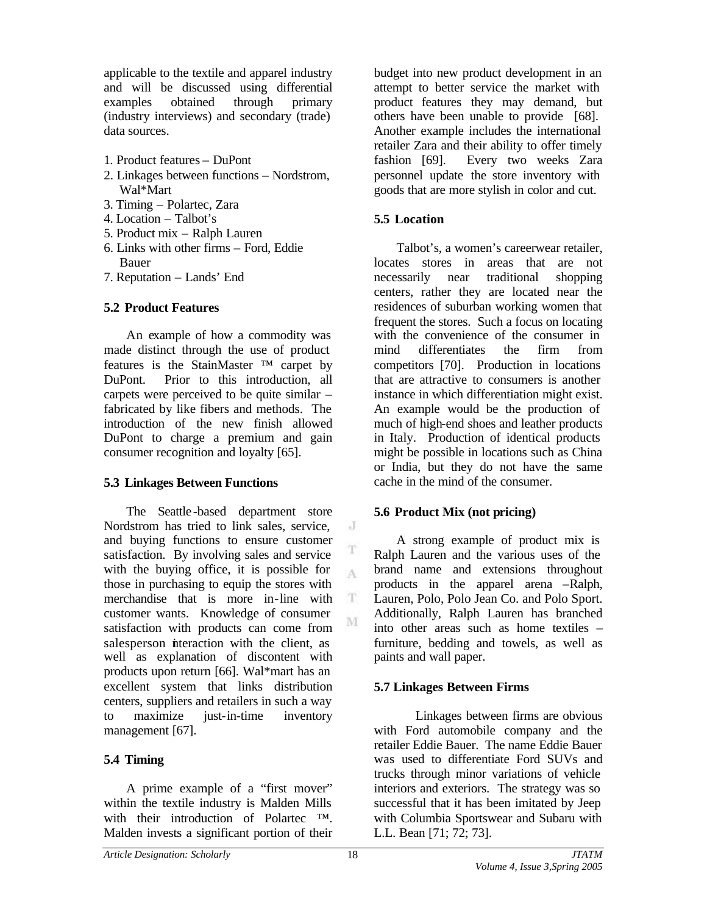applicable to the textile and apparel industry and will be discussed using differential examples obtained through primary (industry interviews) and secondary (trade) data sources.

1. Product features – DuPont
2. Linkages between functions – Nordstrom, Wal*Mart
3. Timing – Polartec, Zara
4. Location – Talbot's
5. Product mix – Ralph Lauren
6. Links with other firms – Ford, Eddie Bauer
7. Reputation – Lands' End

### 5.2 Product Features

An example of how a commodity was made distinct through the use of product features is the StainMaster ™ carpet by DuPont. Prior to this introduction, all carpets were perceived to be quite similar – fabricated by like fibers and methods. The introduction of the new finish allowed DuPont to charge a premium and gain consumer recognition and loyalty [65].

### 5.3 Linkages Between Functions

The Seattle-based department store Nordstrom has tried to link sales, service, and buying functions to ensure customer satisfaction. By involving sales and service with the buying office, it is possible for those in purchasing to equip the stores with merchandise that is more in-line with customer wants. Knowledge of consumer satisfaction with products can come from salesperson interaction with the client, as well as explanation of discontent with products upon return [66]. Wal*mart has an excellent system that links distribution centers, suppliers and retailers in such a way to maximize just-in-time inventory management [67].

### 5.4 Timing

A prime example of a "first mover" within the textile industry is Malden Mills with their introduction of Polartec ™. Malden invests a significant portion of their budget into new product development in an attempt to better service the market with product features they may demand, but others have been unable to provide [68]. Another example includes the international retailer Zara and their ability to offer timely fashion [69]. Every two weeks Zara personnel update the store inventory with goods that are more stylish in color and cut.

### 5.5 Location

Talbot's, a women's careerwear retailer, locates stores in areas that are not necessarily near traditional shopping centers, rather they are located near the residences of suburban working women that frequent the stores. Such a focus on locating with the convenience of the consumer in mind differentiates the firm from competitors [70]. Production in locations that are attractive to consumers is another instance in which differentiation might exist. An example would be the production of much of high-end shoes and leather products in Italy. Production of identical products might be possible in locations such as China or India, but they do not have the same cache in the mind of the consumer.

### 5.6 Product Mix (not pricing)

A strong example of product mix is Ralph Lauren and the various uses of the brand name and extensions throughout products in the apparel arena –Ralph, Lauren, Polo, Polo Jean Co. and Polo Sport. Additionally, Ralph Lauren has branched into other areas such as home textiles – furniture, bedding and towels, as well as paints and wall paper.

### 5.7 Linkages Between Firms

Linkages between firms are obvious with Ford automobile company and the retailer Eddie Bauer. The name Eddie Bauer was used to differentiate Ford SUVs and trucks through minor variations of vehicle interiors and exteriors. The strategy was so successful that it has been imitated by Jeep with Columbia Sportswear and Subaru with L.L. Bean [71; 72; 73].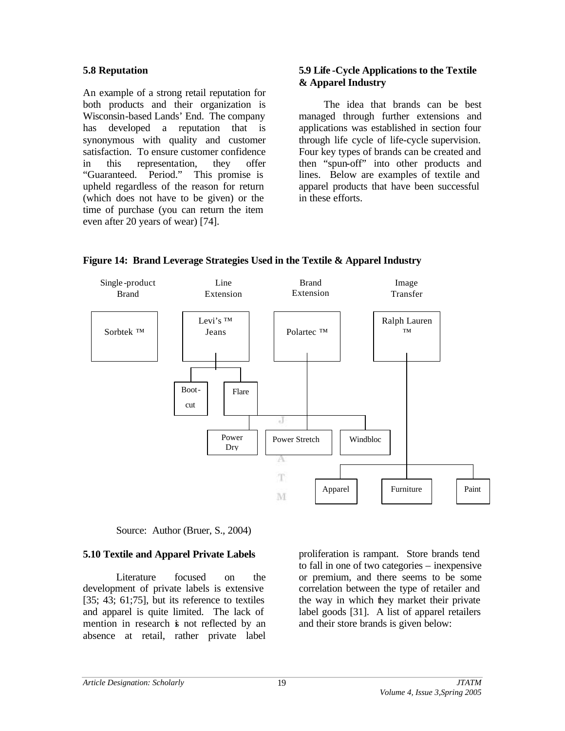### 5.8 Reputation

An example of a strong retail reputation for both products and their organization is Wisconsin-based Lands' End. The company has developed a reputation that is synonymous with quality and customer satisfaction. To ensure customer confidence in this representation, they offer "Guaranteed. Period." This promise is upheld regardless of the reason for return (which does not have to be given) or the time of purchase (you can return the item even after 20 years of wear) [74].

### 5.9 Life-Cycle Applications to the Textile & Apparel Industry

The idea that brands can be best managed through further extensions and applications was established in section four through life cycle of life-cycle supervision. Four key types of brands can be created and then "spun-off" into other products and lines. Below are examples of textile and apparel products that have been successful in these efforts.

**Figure 14: Brand Leverage Strategies Used in the Textile & Apparel Industry**

| Single-product Brand | Line Extension | Brand Extension | Image Transfer |
| --- | --- | --- | --- |
| Sorbtek ™ | Levi's ™ Jeans | Polartec ™ | Ralph Lauren ™ |
| | Boot-cut | Power Dry | Apparel |
| | Flare | Power Stretch | Furniture |
| | | Windbloc | Paint |

Source: Author (Bruer, S., 2004)

### 5.10 Textile and Apparel Private Labels

Literature focused on the development of private labels is extensive [35; 43; 61;75], but its reference to textiles and apparel is quite limited. The lack of mention in research is not reflected by an absence at retail, rather private label proliferation is rampant. Store brands tend to fall in one of two categories – inexpensive or premium, and there seems to be some correlation between the type of retailer and the way in which they market their private label goods [31]. A list of apparel retailers and their store brands is given below: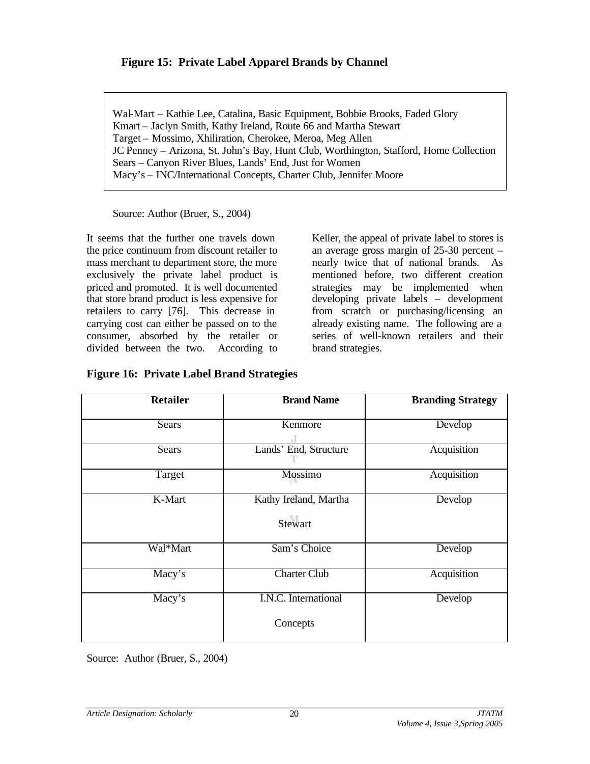**Figure 15: Private Label Apparel Brands by Channel**

Wal-Mart – Kathie Lee, Catalina, Basic Equipment, Bobbie Brooks, Faded Glory
Kmart – Jaclyn Smith, Kathy Ireland, Route 66 and Martha Stewart
Target – Mossimo, Xhiliration, Cherokee, Meroa, Meg Allen
JC Penney – Arizona, St. John's Bay, Hunt Club, Worthington, Stafford, Home Collection
Sears – Canyon River Blues, Lands' End, Just for Women
Macy's – INC/International Concepts, Charter Club, Jennifer Moore

Source: Author (Bruer, S., 2004)

It seems that the further one travels down the price continuum from discount retailer to mass merchant to department store, the more exclusively the private label product is priced and promoted. It is well documented that store brand product is less expensive for retailers to carry [76]. This decrease in carrying cost can either be passed on to the consumer, absorbed by the retailer or divided between the two. According to Keller, the appeal of private label to stores is an average gross margin of 25-30 percent – nearly twice that of national brands. As mentioned before, two different creation strategies may be implemented when developing private labels – development from scratch or purchasing/licensing an already existing name. The following are a series of well-known retailers and their brand strategies.

**Figure 16: Private Label Brand Strategies**

| Retailer | Brand Name | Branding Strategy |
|---|---|---|
| Sears | Kenmore | Develop |
| Sears | Lands' End, Structure | Acquisition |
| Target | Mossimo | Acquisition |
| K-Mart | Kathy Ireland, Martha Stewart | Develop |
| Wal*Mart | Sam's Choice | Develop |
| Macy's | Charter Club | Acquisition |
| Macy's | I.N.C. International Concepts | Develop |

Source: Author (Bruer, S., 2004)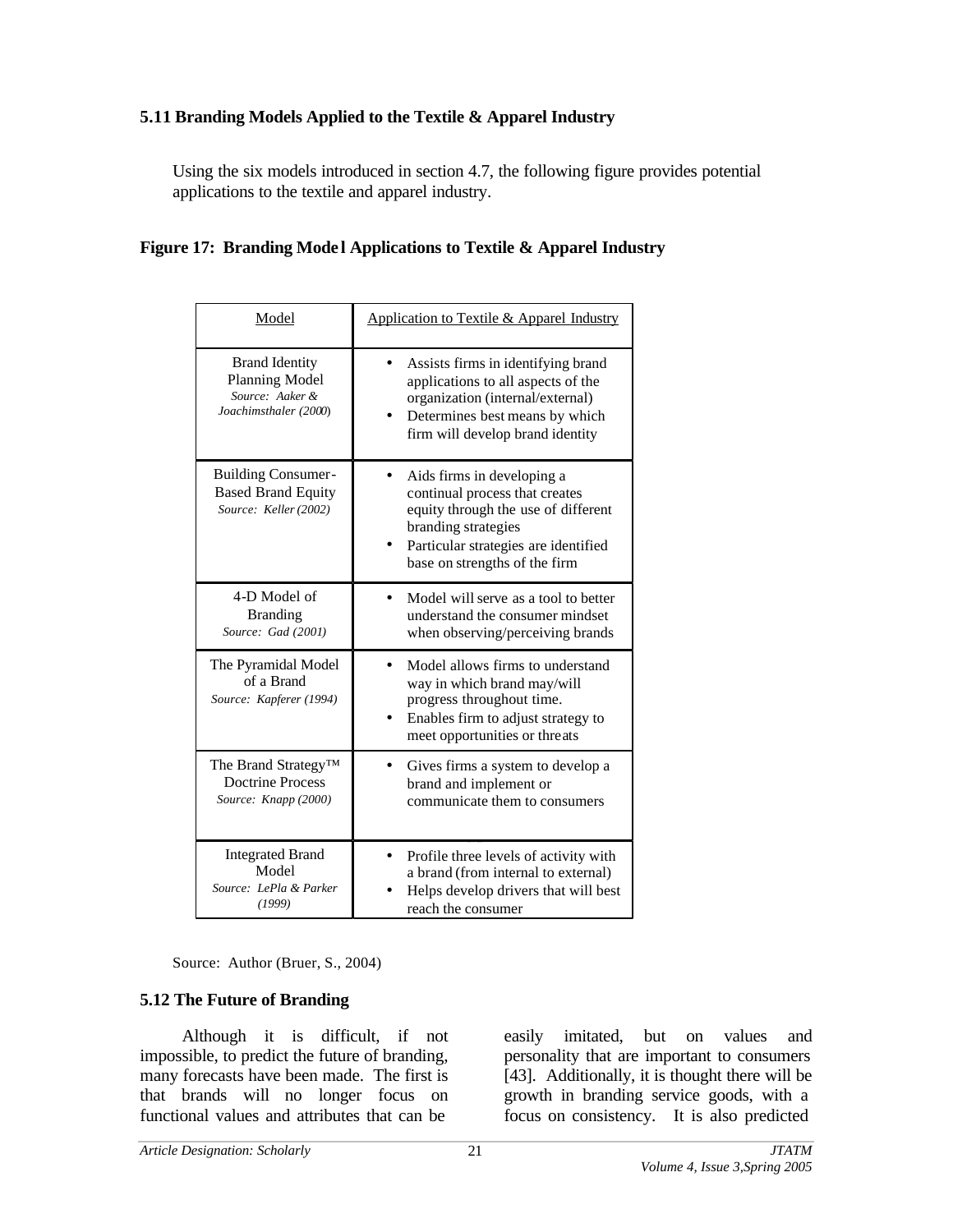### 5.11 Branding Models Applied to the Textile & Apparel Industry

Using the six models introduced in section 4.7, the following figure provides potential applications to the textile and apparel industry.

**Figure 17: Branding Model Applications to Textile & Apparel Industry**

| Model | Application to Textile & Apparel Industry |
|---|---|
| Brand Identity Planning Model<br>*Source: Aaker & Joachimsthaler (2000)* | • Assists firms in identifying brand applications to all aspects of the organization (internal/external)<br>• Determines best means by which firm will develop brand identity |
| Building Consumer-Based Brand Equity<br>*Source: Keller (2002)* | • Aids firms in developing a continual process that creates equity through the use of different branding strategies<br>• Particular strategies are identified base on strengths of the firm |
| 4-D Model of Branding<br>*Source: Gad (2001)* | • Model will serve as a tool to better understand the consumer mindset when observing/perceiving brands |
| The Pyramidal Model of a Brand<br>*Source: Kapferer (1994)* | • Model allows firms to understand way in which brand may/will progress throughout time.<br>• Enables firm to adjust strategy to meet opportunities or threats |
| The Brand Strategy™ Doctrine Process<br>*Source: Knapp (2000)* | • Gives firms a system to develop a brand and implement or communicate them to consumers |
| Integrated Brand Model<br>*Source: LePla & Parker (1999)* | • Profile three levels of activity with a brand (from internal to external)<br>• Helps develop drivers that will best reach the consumer |

Source: Author (Bruer, S., 2004)

### 5.12 The Future of Branding

Although it is difficult, if not impossible, to predict the future of branding, many forecasts have been made. The first is that brands will no longer focus on functional values and attributes that can be easily imitated, but on values and personality that are important to consumers [43]. Additionally, it is thought there will be growth in branding service goods, with a focus on consistency. It is also predicted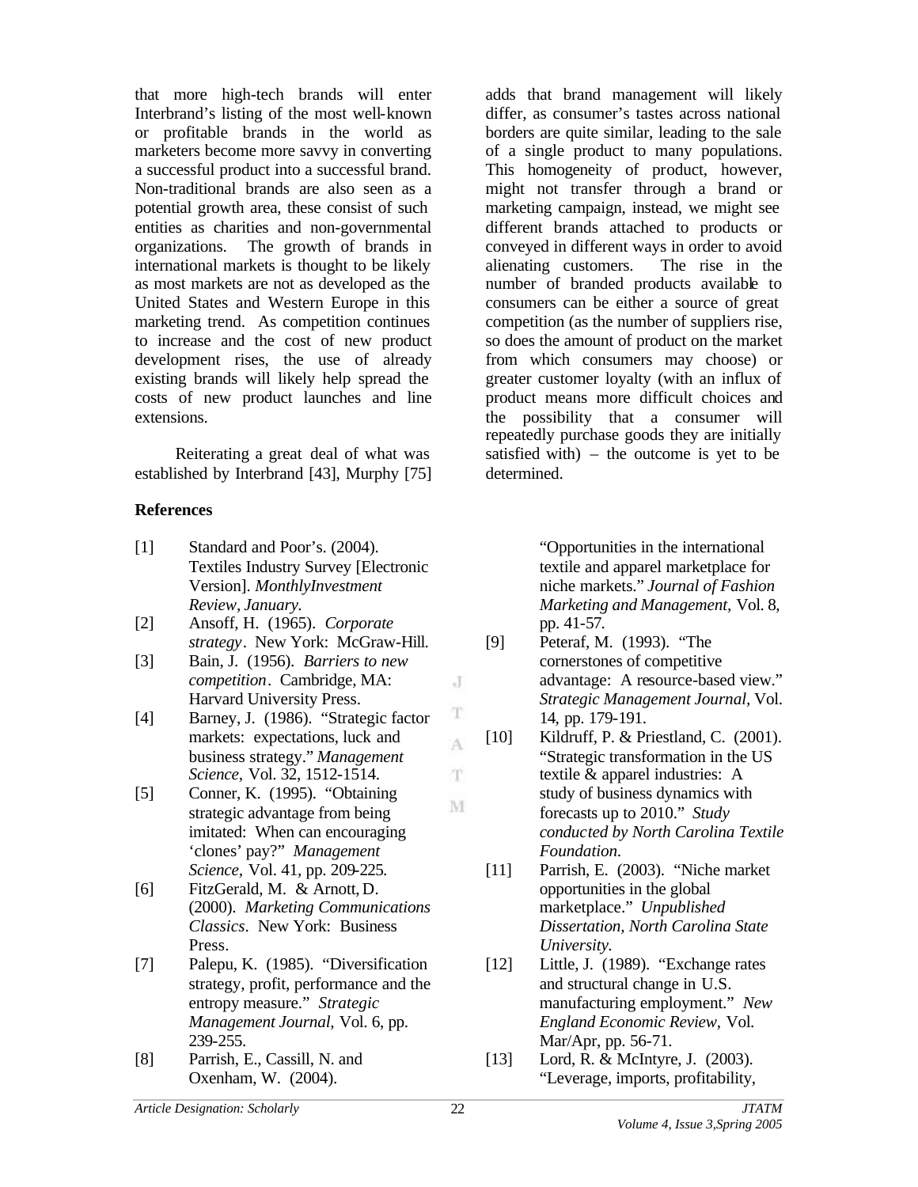that more high-tech brands will enter Interbrand's listing of the most well-known or profitable brands in the world as marketers become more savvy in converting a successful product into a successful brand. Non-traditional brands are also seen as a potential growth area, these consist of such entities as charities and non-governmental organizations. The growth of brands in international markets is thought to be likely as most markets are not as developed as the United States and Western Europe in this marketing trend. As competition continues to increase and the cost of new product development rises, the use of already existing brands will likely help spread the costs of new product launches and line extensions.

Reiterating a great deal of what was established by Interbrand [43], Murphy [75] adds that brand management will likely differ, as consumer's tastes across national borders are quite similar, leading to the sale of a single product to many populations. This homogeneity of product, however, might not transfer through a brand or marketing campaign, instead, we might see different brands attached to products or conveyed in different ways in order to avoid alienating customers. The rise in the number of branded products available to consumers can be either a source of great competition (as the number of suppliers rise, so does the amount of product on the market from which consumers may choose) or greater customer loyalty (with an influx of product means more difficult choices and the possibility that a consumer will repeatedly purchase goods they are initially satisfied with) – the outcome is yet to be determined.

**References**

[1] Standard and Poor's. (2004). Textiles Industry Survey [Electronic Version]. *MonthlyInvestment Review, January.*

[2] Ansoff, H. (1965). *Corporate strategy*. New York: McGraw-Hill.

[3] Bain, J. (1956). *Barriers to new competition*. Cambridge, MA: Harvard University Press.

[4] Barney, J. (1986). "Strategic factor markets: expectations, luck and business strategy." *Management Science,* Vol. 32, 1512-1514.

[5] Conner, K. (1995). "Obtaining strategic advantage from being imitated: When can encouraging 'clones' pay?" *Management Science,* Vol. 41, pp. 209-225.

[6] FitzGerald, M. & Arnott, D. (2000). *Marketing Communications Classics*. New York: Business Press.

[7] Palepu, K. (1985). "Diversification strategy, profit, performance and the entropy measure." *Strategic Management Journal,* Vol. 6, pp. 239-255.

[8] Parrish, E., Cassill, N. and Oxenham, W. (2004). "Opportunities in the international textile and apparel marketplace for niche markets." *Journal of Fashion Marketing and Management*, Vol. 8, pp. 41-57.

[9] Peteraf, M. (1993). "The cornerstones of competitive advantage: A resource-based view." *Strategic Management Journal*, Vol. 14, pp. 179-191.

[10] Kildruff, P. & Priestland, C. (2001). "Strategic transformation in the US textile & apparel industries: A study of business dynamics with forecasts up to 2010." *Study conducted by North Carolina Textile Foundation.*

[11] Parrish, E. (2003). "Niche market opportunities in the global marketplace." *Unpublished Dissertation, North Carolina State University.*

[12] Little, J. (1989). "Exchange rates and structural change in U.S. manufacturing employment." *New England Economic Review,* Vol. Mar/Apr, pp. 56-71.

[13] Lord, R. & McIntyre, J. (2003). "Leverage, imports, profitability,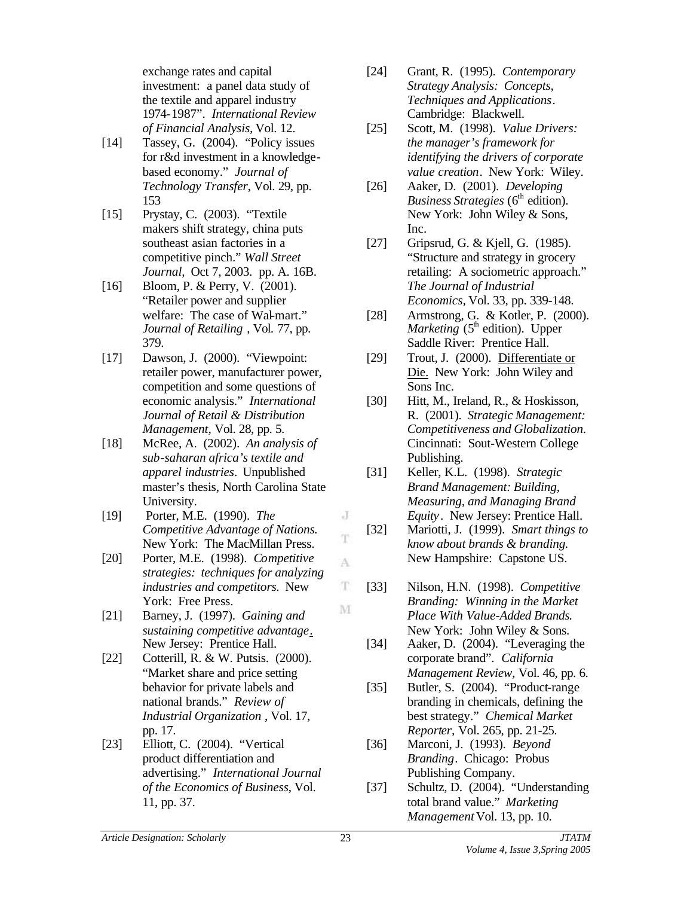exchange rates and capital investment: a panel data study of the textile and apparel industry 1974-1987". *International Review of Financial Analysis,* Vol. 12.

[14] Tassey, G. (2004). "Policy issues for r&d investment in a knowledge-based economy." *Journal of Technology Transfer*, Vol. 29, pp. 153

[15] Prystay, C. (2003). "Textile makers shift strategy, china puts southeast asian factories in a competitive pinch." *Wall Street Journal*, Oct 7, 2003. pp. A. 16B.

[16] Bloom, P. & Perry, V. (2001). "Retailer power and supplier welfare: The case of Wal-mart." *Journal of Retailing* , Vol. 77, pp. 379.

[17] Dawson, J. (2000). "Viewpoint: retailer power, manufacturer power, competition and some questions of economic analysis." *International Journal of Retail & Distribution Management*, Vol. 28, pp. 5.

[18] McRee, A. (2002). *An analysis of sub-saharan africa's textile and apparel industries*. Unpublished master's thesis, North Carolina State University.

[19] Porter, M.E. (1990). *The Competitive Advantage of Nations.* New York: The MacMillan Press.

[20] Porter, M.E. (1998). *Competitive strategies: techniques for analyzing industries and competitors.* New York: Free Press.

[21] Barney, J. (1997). *Gaining and sustaining competitive advantage*. New Jersey: Prentice Hall.

[22] Cotterill, R. & W. Putsis. (2000). "Market share and price setting behavior for private labels and national brands." *Review of Industrial Organization* , Vol. 17, pp. 17.

[23] Elliott, C. (2004). "Vertical product differentiation and advertising." *International Journal of the Economics of Business*, Vol. 11, pp. 37.

[24] Grant, R. (1995). *Contemporary Strategy Analysis: Concepts, Techniques and Applications*. Cambridge: Blackwell.

[25] Scott, M. (1998). *Value Drivers: the manager's framework for identifying the drivers of corporate value creation*. New York: Wiley.

[26] Aaker, D. (2001). *Developing Business Strategies* (6th edition). New York: John Wiley & Sons, Inc.

[27] Gripsrud, G. & Kjell, G. (1985). "Structure and strategy in grocery retailing: A sociometric approach." *The Journal of Industrial Economics,* Vol. 33, pp. 339-148.

[28] Armstrong, G. & Kotler, P. (2000). *Marketing* (5th edition). Upper Saddle River: Prentice Hall.

[29] Trout, J. (2000). Differentiate or Die. New York: John Wiley and Sons Inc.

[30] Hitt, M., Ireland, R., & Hoskisson, R. (2001). *Strategic Management: Competitiveness and Globalization.* Cincinnati: Sout-Western College Publishing.

[31] Keller, K.L. (1998). *Strategic Brand Management: Building, Measuring, and Managing Brand Equity*. New Jersey: Prentice Hall.

[32] Mariotti, J. (1999). *Smart things to know about brands & branding.* New Hampshire: Capstone US.

[33] Nilson, H.N. (1998). *Competitive Branding: Winning in the Market Place With Value-Added Brands.* New York: John Wiley & Sons.

[34] Aaker, D. (2004). "Leveraging the corporate brand". *California Management Review,* Vol. 46, pp. 6.

[35] Butler, S. (2004). "Product-range branding in chemicals, defining the best strategy." *Chemical Market Reporter*, Vol. 265, pp. 21-25.

[36] Marconi, J. (1993). *Beyond Branding*. Chicago: Probus Publishing Company.

[37] Schultz, D. (2004). "Understanding total brand value." *Marketing Management* Vol. 13, pp. 10.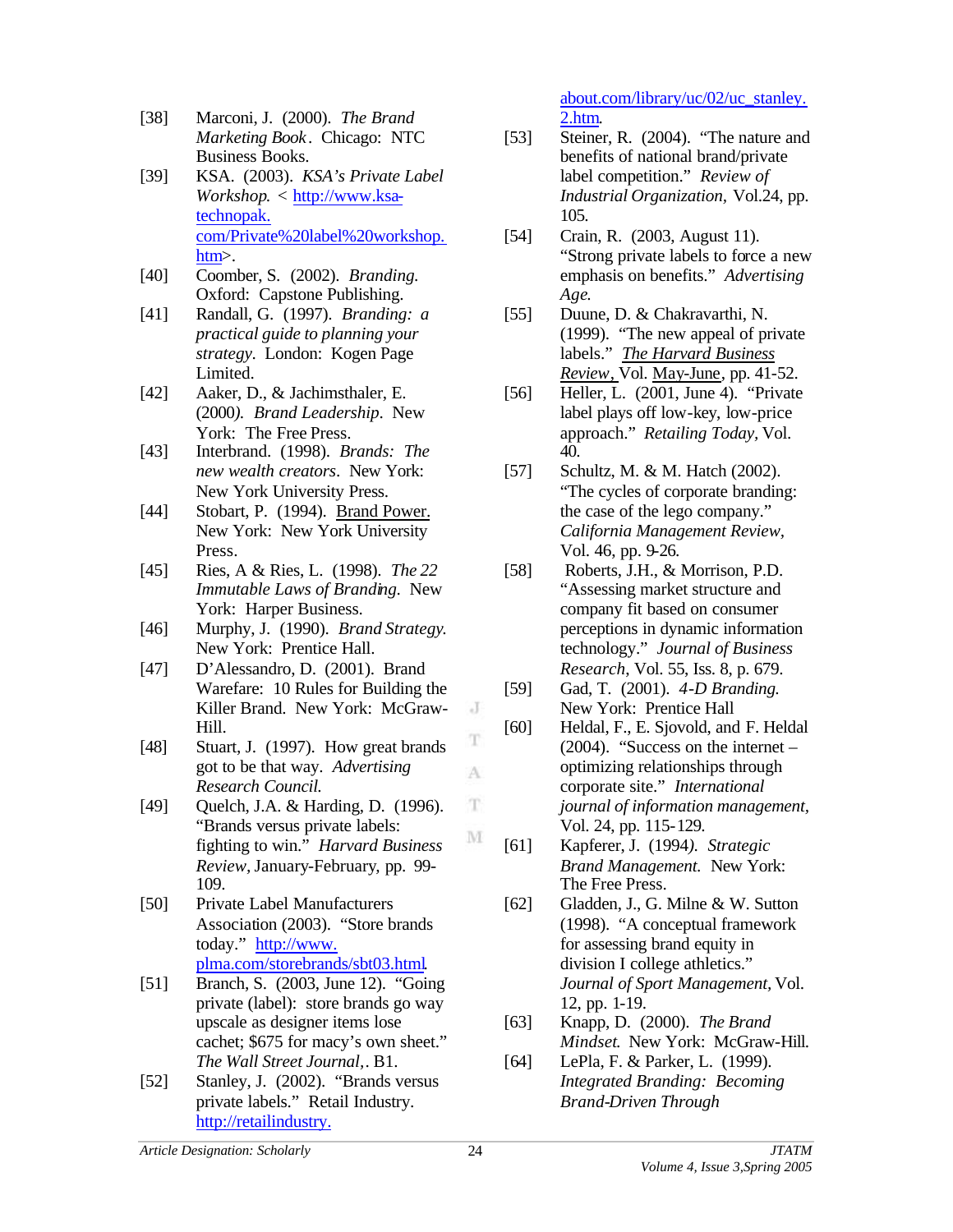[38] Marconi, J. (2000). *The Brand Marketing Book*. Chicago: NTC Business Books.

[39] KSA. (2003). *KSA's Private Label Workshop*. < http://www.ksa-technopak.com/Private%20label%20workshop.htm>.

[40] Coomber, S. (2002). *Branding*. Oxford: Capstone Publishing.

[41] Randall, G. (1997). *Branding: a practical guide to planning your strategy*. London: Kogen Page Limited.

[42] Aaker, D., & Jachimsthaler, E. (2000). *Brand Leadership*. New York: The Free Press.

[43] Interbrand. (1998). *Brands: The new wealth creators*. New York: New York University Press.

[44] Stobart, P. (1994). Brand Power. New York: New York University Press.

[45] Ries, A & Ries, L. (1998). *The 22 Immutable Laws of Branding*. New York: Harper Business.

[46] Murphy, J. (1990). *Brand Strategy*. New York: Prentice Hall.

[47] D'Alessandro, D. (2001). Brand Warefare: 10 Rules for Building the Killer Brand. New York: McGraw-Hill.

[48] Stuart, J. (1997). How great brands got to be that way. *Advertising Research Council.*

[49] Quelch, J.A. & Harding, D. (1996). "Brands versus private labels: fighting to win." *Harvard Business Review*, January-February, pp. 99-109.

[50] Private Label Manufacturers Association (2003). "Store brands today." http://www.plma.com/storebrands/sbt03.html.

[51] Branch, S. (2003, June 12). "Going private (label): store brands go way upscale as designer items lose cachet; $675 for macy's own sheet." *The Wall Street Journal*,. B1.

[52] Stanley, J. (2002). "Brands versus private labels." Retail Industry. http://retailindustry.about.com/library/uc/02/uc_stanley.2.htm.

[53] Steiner, R. (2004). "The nature and benefits of national brand/private label competition." *Review of Industrial Organization*, Vol.24, pp. 105.

[54] Crain, R. (2003, August 11). "Strong private labels to force a new emphasis on benefits." *Advertising Age*.

[55] Duune, D. & Chakravarthi, N. (1999). "The new appeal of private labels." *The Harvard Business Review*, Vol. May-June, pp. 41-52.

[56] Heller, L. (2001, June 4). "Private label plays off low-key, low-price approach." *Retailing Today*, Vol. 40.

[57] Schultz, M. & M. Hatch (2002). "The cycles of corporate branding: the case of the lego company." *California Management Review*, Vol. 46, pp. 9-26.

[58] Roberts, J.H., & Morrison, P.D. "Assessing market structure and company fit based on consumer perceptions in dynamic information technology." *Journal of Business Research*, Vol. 55, Iss. 8, p. 679.

[59] Gad, T. (2001). *4-D Branding*. New York: Prentice Hall

[60] Heldal, F., E. Sjovold, and F. Heldal (2004). "Success on the internet – optimizing relationships through corporate site." *International journal of information management*, Vol. 24, pp. 115-129.

[61] Kapferer, J. (1994). *Strategic Brand Management*. New York: The Free Press.

[62] Gladden, J., G. Milne & W. Sutton (1998). "A conceptual framework for assessing brand equity in division I college athletics." *Journal of Sport Management*, Vol. 12, pp. 1-19.

[63] Knapp, D. (2000). *The Brand Mindset*. New York: McGraw-Hill.

[64] LePla, F. & Parker, L. (1999). *Integrated Branding: Becoming Brand-Driven Through*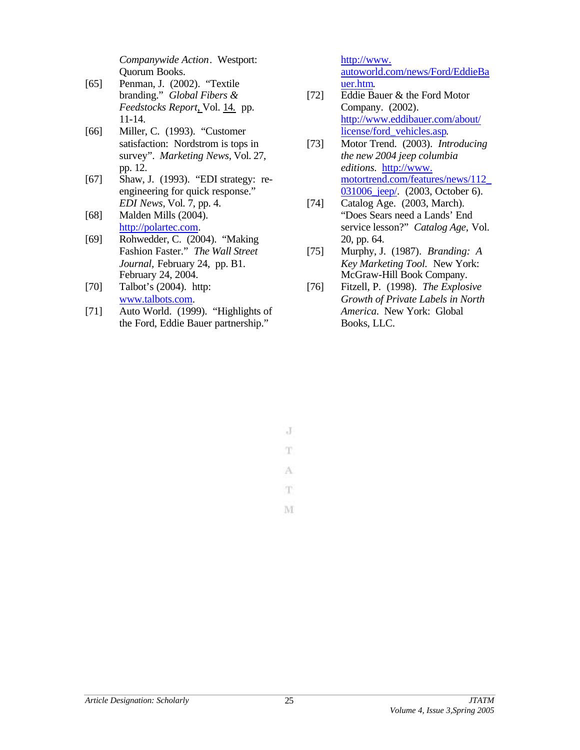*Companywide Action*. Westport: Quorum Books.

[65] Penman, J. (2002). "Textile branding." *Global Fibers & Feedstocks Report*, Vol. 14. pp. 11-14.

[66] Miller, C. (1993). "Customer satisfaction: Nordstrom is tops in survey". *Marketing News*, Vol. 27, pp. 12.

[67] Shaw, J. (1993). "EDI strategy: re-engineering for quick response." *EDI News*, Vol. 7, pp. 4.

[68] Malden Mills (2004). http://polartec.com.

[69] Rohwedder, C. (2004). "Making Fashion Faster." *The Wall Street Journal*, February 24, pp. B1. February 24, 2004.

[70] Talbot's (2004). http: www.talbots.com.

[71] Auto World. (1999). "Highlights of the Ford, Eddie Bauer partnership." http://www.autoworld.com/news/Ford/EddieBauer.htm.

[72] Eddie Bauer & the Ford Motor Company. (2002). http://www.eddibauer.com/about/license/ford_vehicles.asp.

[73] Motor Trend. (2003). *Introducing the new 2004 jeep columbia editions*. http://www.motortrend.com/features/news/112_031006_jeep/. (2003, October 6).

[74] Catalog Age. (2003, March). "Does Sears need a Lands' End service lesson?" *Catalog Age*, Vol. 20, pp. 64.

[75] Murphy, J. (1987). *Branding: A Key Marketing Tool*. New York: McGraw-Hill Book Company.

[76] Fitzell, P. (1998). *The Explosive Growth of Private Labels in North America*. New York: Global Books, LLC.